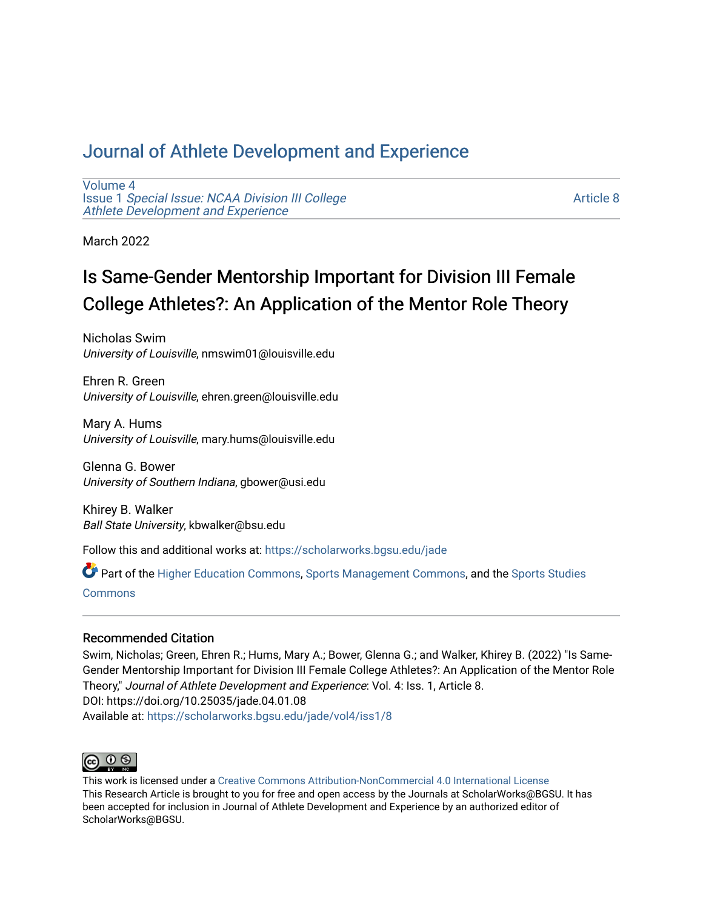# Journal of Athlete Development and Experience

Volume 4
Issue 1 *Special Issue: NCAA Division III College Athlete Development and Experience*

Article 8

March 2022

## Is Same-Gender Mentorship Important for Division III Female College Athletes?: An Application of the Mentor Role Theory

Nicholas Swim
*University of Louisville*, nmswim01@louisville.edu

Ehren R. Green
*University of Louisville*, ehren.green@louisville.edu

Mary A. Hums
*University of Louisville*, mary.hums@louisville.edu

Glenna G. Bower
*University of Southern Indiana*, gbower@usi.edu

Khirey B. Walker
*Ball State University*, kbwalker@bsu.edu

Follow this and additional works at: https://scholarworks.bgsu.edu/jade

Part of the Higher Education Commons, Sports Management Commons, and the Sports Studies Commons

### Recommended Citation

Swim, Nicholas; Green, Ehren R.; Hums, Mary A.; Bower, Glenna G.; and Walker, Khirey B. (2022) "Is Same-Gender Mentorship Important for Division III Female College Athletes?: An Application of the Mentor Role Theory," *Journal of Athlete Development and Experience*: Vol. 4: Iss. 1, Article 8.
DOI: https://doi.org/10.25035/jade.04.01.08
Available at: https://scholarworks.bgsu.edu/jade/vol4/iss1/8

This work is licensed under a Creative Commons Attribution-NonCommercial 4.0 International License
This Research Article is brought to you for free and open access by the Journals at ScholarWorks@BGSU. It has been accepted for inclusion in Journal of Athlete Development and Experience by an authorized editor of ScholarWorks@BGSU.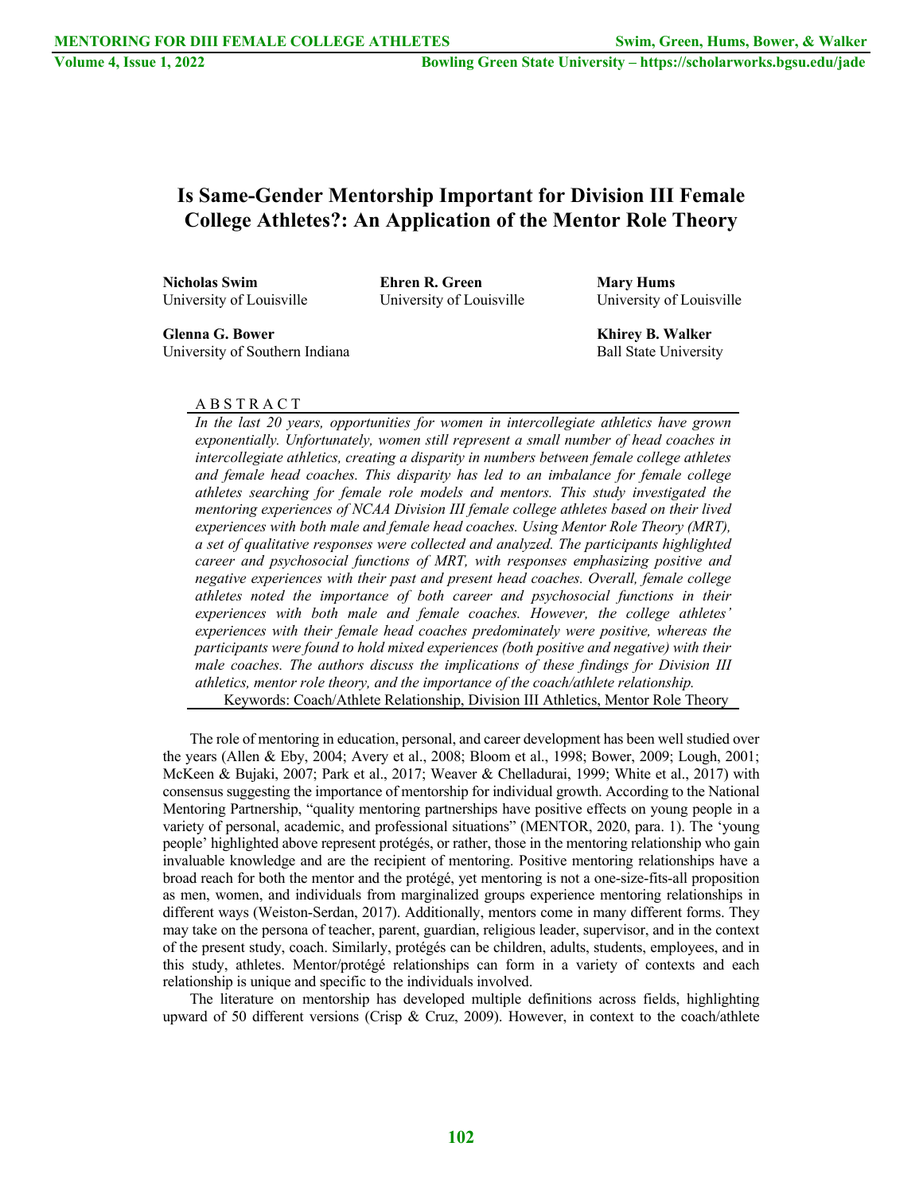# Is Same-Gender Mentorship Important for Division III Female College Athletes?: An Application of the Mentor Role Theory

**Nicholas Swim**
University of Louisville

**Ehren R. Green**
University of Louisville

**Mary Hums**
University of Louisville

**Glenna G. Bower**
University of Southern Indiana

**Khirey B. Walker**
Ball State University

ABSTRACT

*In the last 20 years, opportunities for women in intercollegiate athletics have grown exponentially. Unfortunately, women still represent a small number of head coaches in intercollegiate athletics, creating a disparity in numbers between female college athletes and female head coaches. This disparity has led to an imbalance for female college athletes searching for female role models and mentors. This study investigated the mentoring experiences of NCAA Division III female college athletes based on their lived experiences with both male and female head coaches. Using Mentor Role Theory (MRT), a set of qualitative responses were collected and analyzed. The participants highlighted career and psychosocial functions of MRT, with responses emphasizing positive and negative experiences with their past and present head coaches. Overall, female college athletes noted the importance of both career and psychosocial functions in their experiences with both male and female coaches. However, the college athletes' experiences with their female head coaches predominately were positive, whereas the participants were found to hold mixed experiences (both positive and negative) with their male coaches. The authors discuss the implications of these findings for Division III athletics, mentor role theory, and the importance of the coach/athlete relationship.*

Keywords: Coach/Athlete Relationship, Division III Athletics, Mentor Role Theory

The role of mentoring in education, personal, and career development has been well studied over the years (Allen & Eby, 2004; Avery et al., 2008; Bloom et al., 1998; Bower, 2009; Lough, 2001; McKeen & Bujaki, 2007; Park et al., 2017; Weaver & Chelladurai, 1999; White et al., 2017) with consensus suggesting the importance of mentorship for individual growth. According to the National Mentoring Partnership, "quality mentoring partnerships have positive effects on young people in a variety of personal, academic, and professional situations" (MENTOR, 2020, para. 1). The 'young people' highlighted above represent protégés, or rather, those in the mentoring relationship who gain invaluable knowledge and are the recipient of mentoring. Positive mentoring relationships have a broad reach for both the mentor and the protégé, yet mentoring is not a one-size-fits-all proposition as men, women, and individuals from marginalized groups experience mentoring relationships in different ways (Weiston-Serdan, 2017). Additionally, mentors come in many different forms. They may take on the persona of teacher, parent, guardian, religious leader, supervisor, and in the context of the present study, coach. Similarly, protégés can be children, adults, students, employees, and in this study, athletes. Mentor/protégé relationships can form in a variety of contexts and each relationship is unique and specific to the individuals involved.

The literature on mentorship has developed multiple definitions across fields, highlighting upward of 50 different versions (Crisp & Cruz, 2009). However, in context to the coach/athlete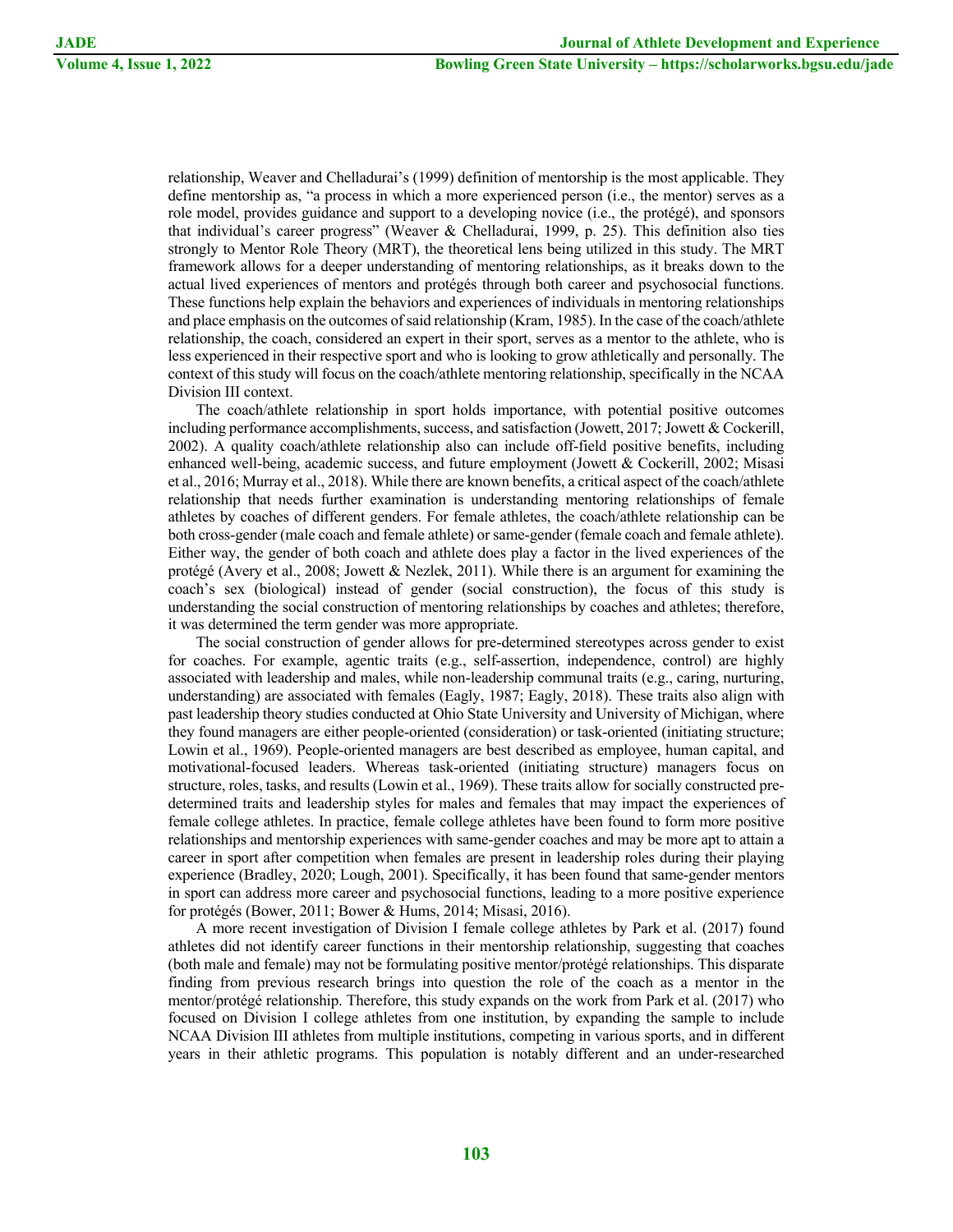relationship, Weaver and Chelladurai's (1999) definition of mentorship is the most applicable. They define mentorship as, "a process in which a more experienced person (i.e., the mentor) serves as a role model, provides guidance and support to a developing novice (i.e., the protégé), and sponsors that individual's career progress" (Weaver & Chelladurai, 1999, p. 25). This definition also ties strongly to Mentor Role Theory (MRT), the theoretical lens being utilized in this study. The MRT framework allows for a deeper understanding of mentoring relationships, as it breaks down to the actual lived experiences of mentors and protégés through both career and psychosocial functions. These functions help explain the behaviors and experiences of individuals in mentoring relationships and place emphasis on the outcomes of said relationship (Kram, 1985). In the case of the coach/athlete relationship, the coach, considered an expert in their sport, serves as a mentor to the athlete, who is less experienced in their respective sport and who is looking to grow athletically and personally. The context of this study will focus on the coach/athlete mentoring relationship, specifically in the NCAA Division III context.

The coach/athlete relationship in sport holds importance, with potential positive outcomes including performance accomplishments, success, and satisfaction (Jowett, 2017; Jowett & Cockerill, 2002). A quality coach/athlete relationship also can include off-field positive benefits, including enhanced well-being, academic success, and future employment (Jowett & Cockerill, 2002; Misasi et al., 2016; Murray et al., 2018). While there are known benefits, a critical aspect of the coach/athlete relationship that needs further examination is understanding mentoring relationships of female athletes by coaches of different genders. For female athletes, the coach/athlete relationship can be both cross-gender (male coach and female athlete) or same-gender (female coach and female athlete). Either way, the gender of both coach and athlete does play a factor in the lived experiences of the protégé (Avery et al., 2008; Jowett & Nezlek, 2011). While there is an argument for examining the coach's sex (biological) instead of gender (social construction), the focus of this study is understanding the social construction of mentoring relationships by coaches and athletes; therefore, it was determined the term gender was more appropriate.

The social construction of gender allows for pre-determined stereotypes across gender to exist for coaches. For example, agentic traits (e.g., self-assertion, independence, control) are highly associated with leadership and males, while non-leadership communal traits (e.g., caring, nurturing, understanding) are associated with females (Eagly, 1987; Eagly, 2018). These traits also align with past leadership theory studies conducted at Ohio State University and University of Michigan, where they found managers are either people-oriented (consideration) or task-oriented (initiating structure; Lowin et al., 1969). People-oriented managers are best described as employee, human capital, and motivational-focused leaders. Whereas task-oriented (initiating structure) managers focus on structure, roles, tasks, and results (Lowin et al., 1969). These traits allow for socially constructed pre-determined traits and leadership styles for males and females that may impact the experiences of female college athletes. In practice, female college athletes have been found to form more positive relationships and mentorship experiences with same-gender coaches and may be more apt to attain a career in sport after competition when females are present in leadership roles during their playing experience (Bradley, 2020; Lough, 2001). Specifically, it has been found that same-gender mentors in sport can address more career and psychosocial functions, leading to a more positive experience for protégés (Bower, 2011; Bower & Hums, 2014; Misasi, 2016).

A more recent investigation of Division I female college athletes by Park et al. (2017) found athletes did not identify career functions in their mentorship relationship, suggesting that coaches (both male and female) may not be formulating positive mentor/protégé relationships. This disparate finding from previous research brings into question the role of the coach as a mentor in the mentor/protégé relationship. Therefore, this study expands on the work from Park et al. (2017) who focused on Division I college athletes from one institution, by expanding the sample to include NCAA Division III athletes from multiple institutions, competing in various sports, and in different years in their athletic programs. This population is notably different and an under-researched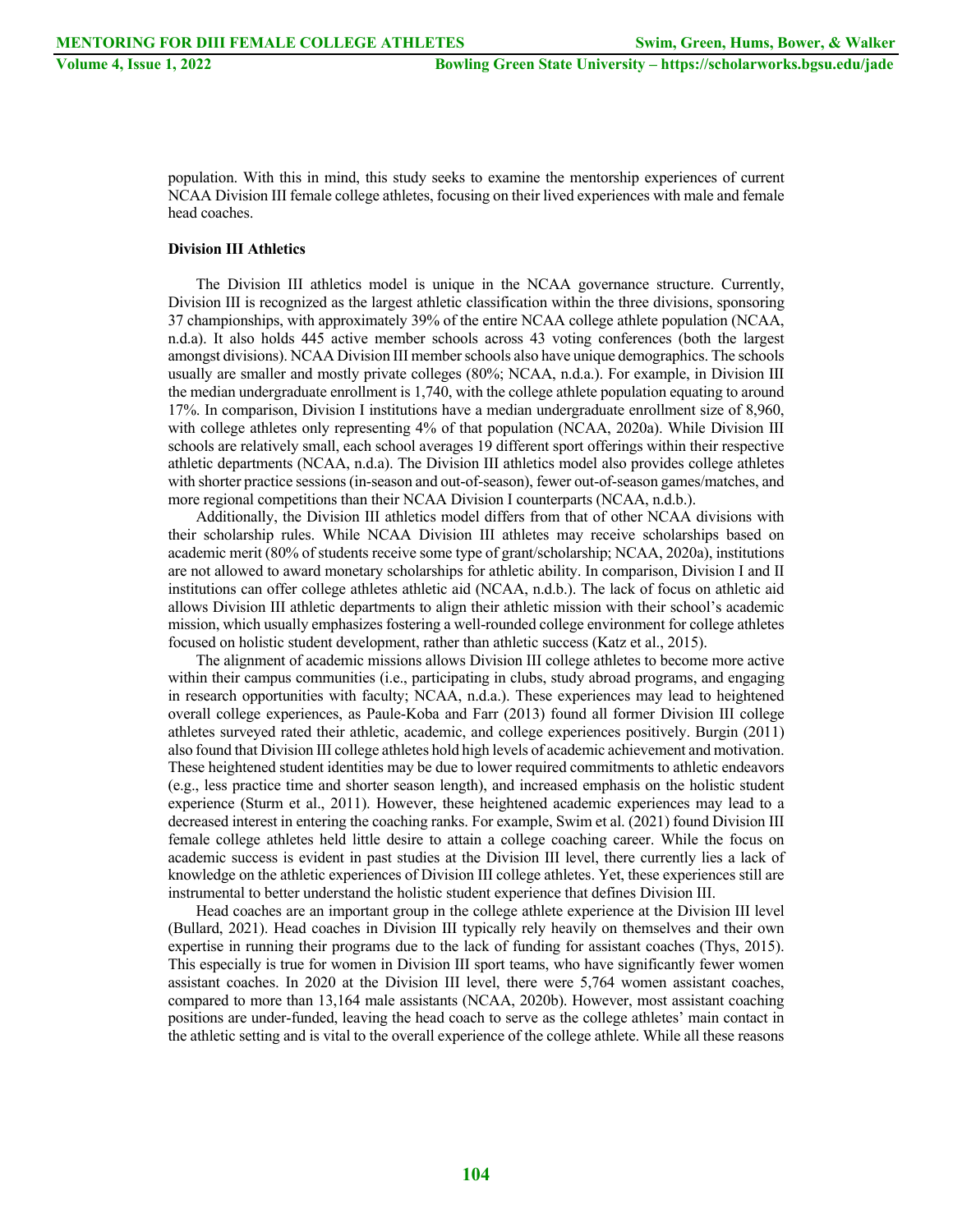population. With this in mind, this study seeks to examine the mentorship experiences of current NCAA Division III female college athletes, focusing on their lived experiences with male and female head coaches.

**Division III Athletics**

The Division III athletics model is unique in the NCAA governance structure. Currently, Division III is recognized as the largest athletic classification within the three divisions, sponsoring 37 championships, with approximately 39% of the entire NCAA college athlete population (NCAA, n.d.a). It also holds 445 active member schools across 43 voting conferences (both the largest amongst divisions). NCAA Division III member schools also have unique demographics. The schools usually are smaller and mostly private colleges (80%; NCAA, n.d.a.). For example, in Division III the median undergraduate enrollment is 1,740, with the college athlete population equating to around 17%. In comparison, Division I institutions have a median undergraduate enrollment size of 8,960, with college athletes only representing 4% of that population (NCAA, 2020a). While Division III schools are relatively small, each school averages 19 different sport offerings within their respective athletic departments (NCAA, n.d.a). The Division III athletics model also provides college athletes with shorter practice sessions (in-season and out-of-season), fewer out-of-season games/matches, and more regional competitions than their NCAA Division I counterparts (NCAA, n.d.b.).

Additionally, the Division III athletics model differs from that of other NCAA divisions with their scholarship rules. While NCAA Division III athletes may receive scholarships based on academic merit (80% of students receive some type of grant/scholarship; NCAA, 2020a), institutions are not allowed to award monetary scholarships for athletic ability. In comparison, Division I and II institutions can offer college athletes athletic aid (NCAA, n.d.b.). The lack of focus on athletic aid allows Division III athletic departments to align their athletic mission with their school's academic mission, which usually emphasizes fostering a well-rounded college environment for college athletes focused on holistic student development, rather than athletic success (Katz et al., 2015).

The alignment of academic missions allows Division III college athletes to become more active within their campus communities (i.e., participating in clubs, study abroad programs, and engaging in research opportunities with faculty; NCAA, n.d.a.). These experiences may lead to heightened overall college experiences, as Paule-Koba and Farr (2013) found all former Division III college athletes surveyed rated their athletic, academic, and college experiences positively. Burgin (2011) also found that Division III college athletes hold high levels of academic achievement and motivation. These heightened student identities may be due to lower required commitments to athletic endeavors (e.g., less practice time and shorter season length), and increased emphasis on the holistic student experience (Sturm et al., 2011). However, these heightened academic experiences may lead to a decreased interest in entering the coaching ranks. For example, Swim et al. (2021) found Division III female college athletes held little desire to attain a college coaching career. While the focus on academic success is evident in past studies at the Division III level, there currently lies a lack of knowledge on the athletic experiences of Division III college athletes. Yet, these experiences still are instrumental to better understand the holistic student experience that defines Division III.

Head coaches are an important group in the college athlete experience at the Division III level (Bullard, 2021). Head coaches in Division III typically rely heavily on themselves and their own expertise in running their programs due to the lack of funding for assistant coaches (Thys, 2015). This especially is true for women in Division III sport teams, who have significantly fewer women assistant coaches. In 2020 at the Division III level, there were 5,764 women assistant coaches, compared to more than 13,164 male assistants (NCAA, 2020b). However, most assistant coaching positions are under-funded, leaving the head coach to serve as the college athletes' main contact in the athletic setting and is vital to the overall experience of the college athlete. While all these reasons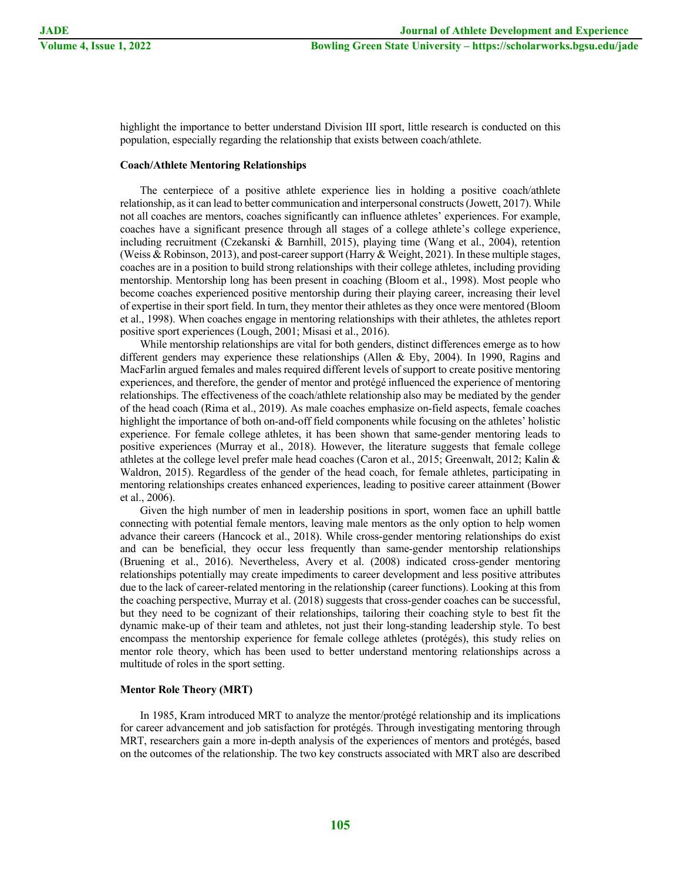highlight the importance to better understand Division III sport, little research is conducted on this population, especially regarding the relationship that exists between coach/athlete.

### Coach/Athlete Mentoring Relationships

The centerpiece of a positive athlete experience lies in holding a positive coach/athlete relationship, as it can lead to better communication and interpersonal constructs (Jowett, 2017). While not all coaches are mentors, coaches significantly can influence athletes' experiences. For example, coaches have a significant presence through all stages of a college athlete's college experience, including recruitment (Czekanski & Barnhill, 2015), playing time (Wang et al., 2004), retention (Weiss & Robinson, 2013), and post-career support (Harry & Weight, 2021). In these multiple stages, coaches are in a position to build strong relationships with their college athletes, including providing mentorship. Mentorship long has been present in coaching (Bloom et al., 1998). Most people who become coaches experienced positive mentorship during their playing career, increasing their level of expertise in their sport field. In turn, they mentor their athletes as they once were mentored (Bloom et al., 1998). When coaches engage in mentoring relationships with their athletes, the athletes report positive sport experiences (Lough, 2001; Misasi et al., 2016).

While mentorship relationships are vital for both genders, distinct differences emerge as to how different genders may experience these relationships (Allen & Eby, 2004). In 1990, Ragins and MacFarlin argued females and males required different levels of support to create positive mentoring experiences, and therefore, the gender of mentor and protégé influenced the experience of mentoring relationships. The effectiveness of the coach/athlete relationship also may be mediated by the gender of the head coach (Rima et al., 2019). As male coaches emphasize on-field aspects, female coaches highlight the importance of both on-and-off field components while focusing on the athletes' holistic experience. For female college athletes, it has been shown that same-gender mentoring leads to positive experiences (Murray et al., 2018). However, the literature suggests that female college athletes at the college level prefer male head coaches (Caron et al., 2015; Greenwalt, 2012; Kalin & Waldron, 2015). Regardless of the gender of the head coach, for female athletes, participating in mentoring relationships creates enhanced experiences, leading to positive career attainment (Bower et al., 2006).

Given the high number of men in leadership positions in sport, women face an uphill battle connecting with potential female mentors, leaving male mentors as the only option to help women advance their careers (Hancock et al., 2018). While cross-gender mentoring relationships do exist and can be beneficial, they occur less frequently than same-gender mentorship relationships (Bruening et al., 2016). Nevertheless, Avery et al. (2008) indicated cross-gender mentoring relationships potentially may create impediments to career development and less positive attributes due to the lack of career-related mentoring in the relationship (career functions). Looking at this from the coaching perspective, Murray et al. (2018) suggests that cross-gender coaches can be successful, but they need to be cognizant of their relationships, tailoring their coaching style to best fit the dynamic make-up of their team and athletes, not just their long-standing leadership style. To best encompass the mentorship experience for female college athletes (protégés), this study relies on mentor role theory, which has been used to better understand mentoring relationships across a multitude of roles in the sport setting.

### Mentor Role Theory (MRT)

In 1985, Kram introduced MRT to analyze the mentor/protégé relationship and its implications for career advancement and job satisfaction for protégés. Through investigating mentoring through MRT, researchers gain a more in-depth analysis of the experiences of mentors and protégés, based on the outcomes of the relationship. The two key constructs associated with MRT also are described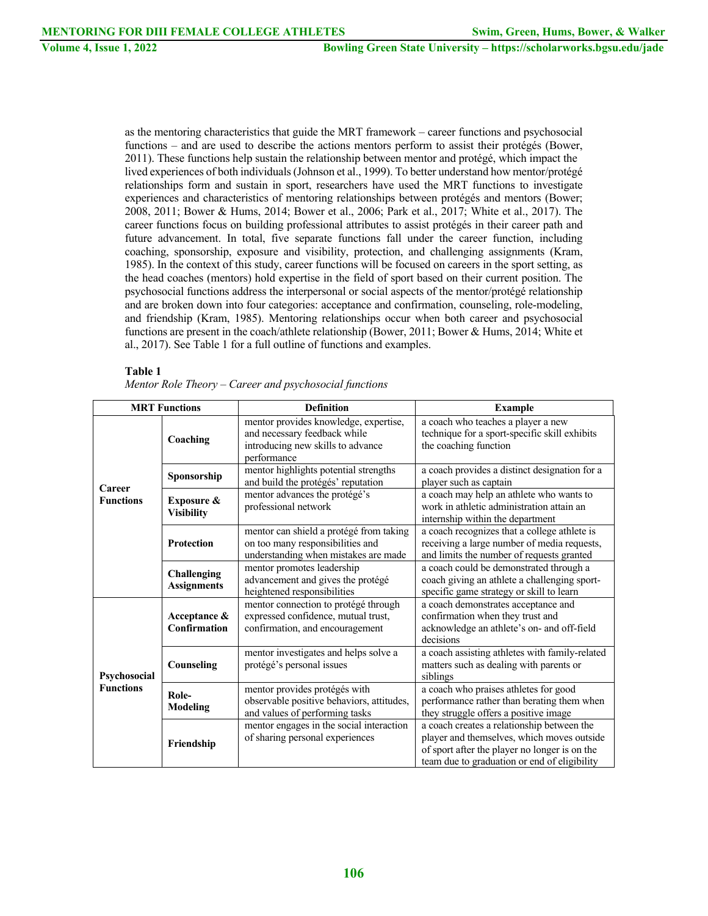as the mentoring characteristics that guide the MRT framework – career functions and psychosocial functions – and are used to describe the actions mentors perform to assist their protégés (Bower, 2011). These functions help sustain the relationship between mentor and protégé, which impact the lived experiences of both individuals (Johnson et al., 1999). To better understand how mentor/protégé relationships form and sustain in sport, researchers have used the MRT functions to investigate experiences and characteristics of mentoring relationships between protégés and mentors (Bower; 2008, 2011; Bower & Hums, 2014; Bower et al., 2006; Park et al., 2017; White et al., 2017). The career functions focus on building professional attributes to assist protégés in their career path and future advancement. In total, five separate functions fall under the career function, including coaching, sponsorship, exposure and visibility, protection, and challenging assignments (Kram, 1985). In the context of this study, career functions will be focused on careers in the sport setting, as the head coaches (mentors) hold expertise in the field of sport based on their current position. The psychosocial functions address the interpersonal or social aspects of the mentor/protégé relationship and are broken down into four categories: acceptance and confirmation, counseling, role-modeling, and friendship (Kram, 1985). Mentoring relationships occur when both career and psychosocial functions are present in the coach/athlete relationship (Bower, 2011; Bower & Hums, 2014; White et al., 2017). See Table 1 for a full outline of functions and examples.

**Table 1**

*Mentor Role Theory – Career and psychosocial functions*

| MRT Functions | | Definition | Example |
|---|---|---|---|
| **Career Functions** | **Coaching** | mentor provides knowledge, expertise, and necessary feedback while introducing new skills to advance performance | a coach who teaches a player a new technique for a sport-specific skill exhibits the coaching function |
| | **Sponsorship** | mentor highlights potential strengths and build the protégés' reputation | a coach provides a distinct designation for a player such as captain |
| | **Exposure & Visibility** | mentor advances the protégé's professional network | a coach may help an athlete who wants to work in athletic administration attain an internship within the department |
| | **Protection** | mentor can shield a protégé from taking on too many responsibilities and understanding when mistakes are made | a coach recognizes that a college athlete is receiving a large number of media requests, and limits the number of requests granted |
| | **Challenging Assignments** | mentor promotes leadership advancement and gives the protégé heightened responsibilities | a coach could be demonstrated through a coach giving an athlete a challenging sport-specific game strategy or skill to learn |
| **Psychosocial Functions** | **Acceptance & Confirmation** | mentor connection to protégé through expressed confidence, mutual trust, confirmation, and encouragement | a coach demonstrates acceptance and confirmation when they trust and acknowledge an athlete's on- and off-field decisions |
| | **Counseling** | mentor investigates and helps solve a protégé's personal issues | a coach assisting athletes with family-related matters such as dealing with parents or siblings |
| | **Role-Modeling** | mentor provides protégés with observable positive behaviors, attitudes, and values of performing tasks | a coach who praises athletes for good performance rather than berating them when they struggle offers a positive image |
| | **Friendship** | mentor engages in the social interaction of sharing personal experiences | a coach creates a relationship between the player and themselves, which moves outside of sport after the player no longer is on the team due to graduation or end of eligibility |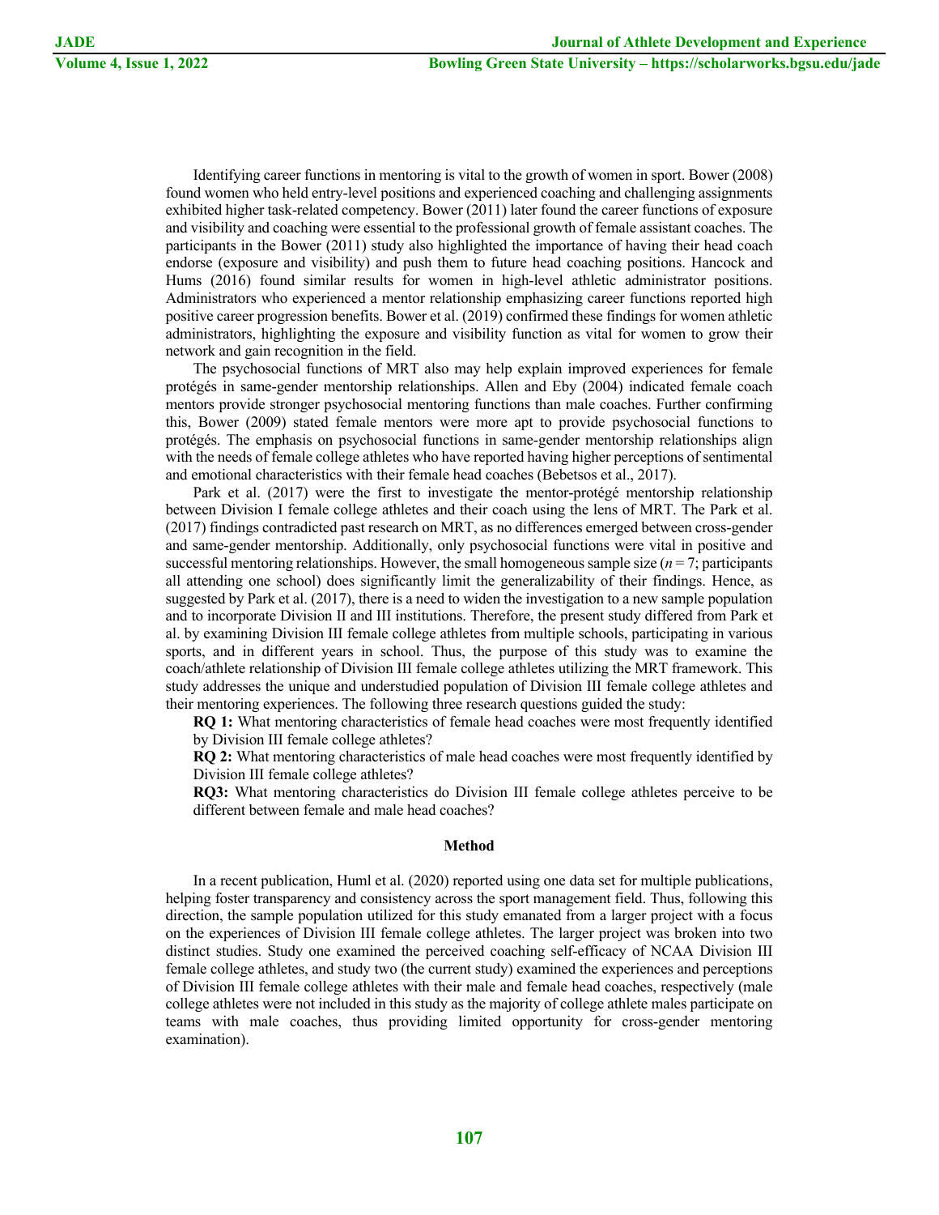Identifying career functions in mentoring is vital to the growth of women in sport. Bower (2008) found women who held entry-level positions and experienced coaching and challenging assignments exhibited higher task-related competency. Bower (2011) later found the career functions of exposure and visibility and coaching were essential to the professional growth of female assistant coaches. The participants in the Bower (2011) study also highlighted the importance of having their head coach endorse (exposure and visibility) and push them to future head coaching positions. Hancock and Hums (2016) found similar results for women in high-level athletic administrator positions. Administrators who experienced a mentor relationship emphasizing career functions reported high positive career progression benefits. Bower et al. (2019) confirmed these findings for women athletic administrators, highlighting the exposure and visibility function as vital for women to grow their network and gain recognition in the field.

The psychosocial functions of MRT also may help explain improved experiences for female protégés in same-gender mentorship relationships. Allen and Eby (2004) indicated female coach mentors provide stronger psychosocial mentoring functions than male coaches. Further confirming this, Bower (2009) stated female mentors were more apt to provide psychosocial functions to protégés. The emphasis on psychosocial functions in same-gender mentorship relationships align with the needs of female college athletes who have reported having higher perceptions of sentimental and emotional characteristics with their female head coaches (Bebetsos et al., 2017).

Park et al. (2017) were the first to investigate the mentor-protégé mentorship relationship between Division I female college athletes and their coach using the lens of MRT. The Park et al. (2017) findings contradicted past research on MRT, as no differences emerged between cross-gender and same-gender mentorship. Additionally, only psychosocial functions were vital in positive and successful mentoring relationships. However, the small homogeneous sample size ($n = 7$; participants all attending one school) does significantly limit the generalizability of their findings. Hence, as suggested by Park et al. (2017), there is a need to widen the investigation to a new sample population and to incorporate Division II and III institutions. Therefore, the present study differed from Park et al. by examining Division III female college athletes from multiple schools, participating in various sports, and in different years in school. Thus, the purpose of this study was to examine the coach/athlete relationship of Division III female college athletes utilizing the MRT framework. This study addresses the unique and understudied population of Division III female college athletes and their mentoring experiences. The following three research questions guided the study:

**RQ 1:** What mentoring characteristics of female head coaches were most frequently identified by Division III female college athletes?

**RQ 2:** What mentoring characteristics of male head coaches were most frequently identified by Division III female college athletes?

**RQ3:** What mentoring characteristics do Division III female college athletes perceive to be different between female and male head coaches?

## Method

In a recent publication, Huml et al. (2020) reported using one data set for multiple publications, helping foster transparency and consistency across the sport management field. Thus, following this direction, the sample population utilized for this study emanated from a larger project with a focus on the experiences of Division III female college athletes. The larger project was broken into two distinct studies. Study one examined the perceived coaching self-efficacy of NCAA Division III female college athletes, and study two (the current study) examined the experiences and perceptions of Division III female college athletes with their male and female head coaches, respectively (male college athletes were not included in this study as the majority of college athlete males participate on teams with male coaches, thus providing limited opportunity for cross-gender mentoring examination).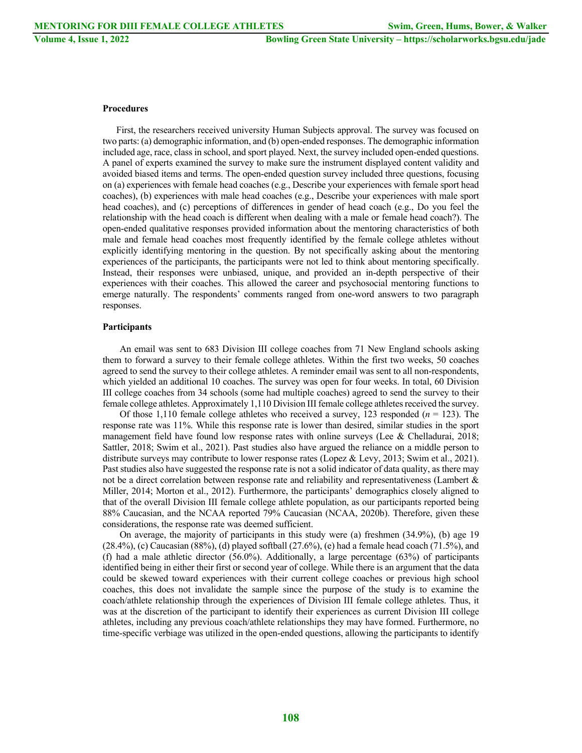### Procedures

First, the researchers received university Human Subjects approval. The survey was focused on two parts: (a) demographic information, and (b) open-ended responses. The demographic information included age, race, class in school, and sport played. Next, the survey included open-ended questions. A panel of experts examined the survey to make sure the instrument displayed content validity and avoided biased items and terms. The open-ended question survey included three questions, focusing on (a) experiences with female head coaches (e.g., Describe your experiences with female sport head coaches), (b) experiences with male head coaches (e.g., Describe your experiences with male sport head coaches), and (c) perceptions of differences in gender of head coach (e.g., Do you feel the relationship with the head coach is different when dealing with a male or female head coach?). The open-ended qualitative responses provided information about the mentoring characteristics of both male and female head coaches most frequently identified by the female college athletes without explicitly identifying mentoring in the question. By not specifically asking about the mentoring experiences of the participants, the participants were not led to think about mentoring specifically. Instead, their responses were unbiased, unique, and provided an in-depth perspective of their experiences with their coaches. This allowed the career and psychosocial mentoring functions to emerge naturally. The respondents' comments ranged from one-word answers to two paragraph responses.

### Participants

An email was sent to 683 Division III college coaches from 71 New England schools asking them to forward a survey to their female college athletes. Within the first two weeks, 50 coaches agreed to send the survey to their college athletes. A reminder email was sent to all non-respondents, which yielded an additional 10 coaches. The survey was open for four weeks. In total, 60 Division III college coaches from 34 schools (some had multiple coaches) agreed to send the survey to their female college athletes. Approximately 1,110 Division III female college athletes received the survey.

Of those 1,110 female college athletes who received a survey, 123 responded ($n$ = 123). The response rate was 11%. While this response rate is lower than desired, similar studies in the sport management field have found low response rates with online surveys (Lee & Chelladurai, 2018; Sattler, 2018; Swim et al., 2021). Past studies also have argued the reliance on a middle person to distribute surveys may contribute to lower response rates (Lopez & Levy, 2013; Swim et al., 2021). Past studies also have suggested the response rate is not a solid indicator of data quality, as there may not be a direct correlation between response rate and reliability and representativeness (Lambert & Miller, 2014; Morton et al., 2012). Furthermore, the participants' demographics closely aligned to that of the overall Division III female college athlete population, as our participants reported being 88% Caucasian, and the NCAA reported 79% Caucasian (NCAA, 2020b). Therefore, given these considerations, the response rate was deemed sufficient.

On average, the majority of participants in this study were (a) freshmen (34.9%), (b) age 19 (28.4%), (c) Caucasian (88%), (d) played softball (27.6%), (e) had a female head coach (71.5%), and (f) had a male athletic director (56.0%). Additionally, a large percentage (63%) of participants identified being in either their first or second year of college. While there is an argument that the data could be skewed toward experiences with their current college coaches or previous high school coaches, this does not invalidate the sample since the purpose of the study is to examine the coach/athlete relationship through the experiences of Division III female college athletes. Thus, it was at the discretion of the participant to identify their experiences as current Division III college athletes, including any previous coach/athlete relationships they may have formed. Furthermore, no time-specific verbiage was utilized in the open-ended questions, allowing the participants to identify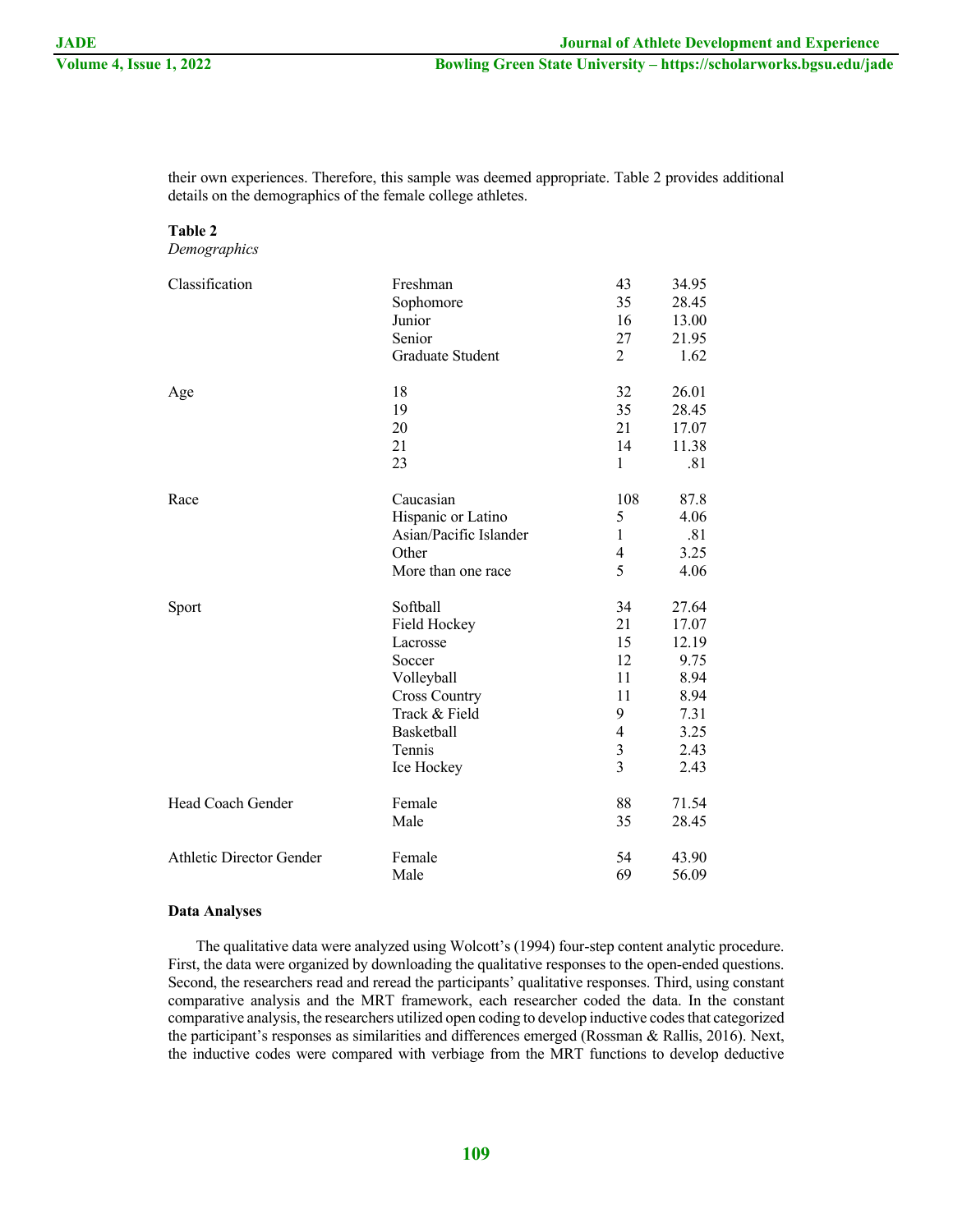their own experiences. Therefore, this sample was deemed appropriate. Table 2 provides additional details on the demographics of the female college athletes.

**Table 2**
*Demographics*

| | | | |
|---|---|---|---|
| Classification | Freshman | 43 | 34.95 |
| | Sophomore | 35 | 28.45 |
| | Junior | 16 | 13.00 |
| | Senior | 27 | 21.95 |
| | Graduate Student | 2 | 1.62 |
| Age | 18 | 32 | 26.01 |
| | 19 | 35 | 28.45 |
| | 20 | 21 | 17.07 |
| | 21 | 14 | 11.38 |
| | 23 | 1 | .81 |
| Race | Caucasian | 108 | 87.8 |
| | Hispanic or Latino | 5 | 4.06 |
| | Asian/Pacific Islander | 1 | .81 |
| | Other | 4 | 3.25 |
| | More than one race | 5 | 4.06 |
| Sport | Softball | 34 | 27.64 |
| | Field Hockey | 21 | 17.07 |
| | Lacrosse | 15 | 12.19 |
| | Soccer | 12 | 9.75 |
| | Volleyball | 11 | 8.94 |
| | Cross Country | 11 | 8.94 |
| | Track & Field | 9 | 7.31 |
| | Basketball | 4 | 3.25 |
| | Tennis | 3 | 2.43 |
| | Ice Hockey | 3 | 2.43 |
| Head Coach Gender | Female | 88 | 71.54 |
| | Male | 35 | 28.45 |
| Athletic Director Gender | Female | 54 | 43.90 |
| | Male | 69 | 56.09 |

**Data Analyses**

The qualitative data were analyzed using Wolcott's (1994) four-step content analytic procedure. First, the data were organized by downloading the qualitative responses to the open-ended questions. Second, the researchers read and reread the participants' qualitative responses. Third, using constant comparative analysis and the MRT framework, each researcher coded the data. In the constant comparative analysis, the researchers utilized open coding to develop inductive codes that categorized the participant's responses as similarities and differences emerged (Rossman & Rallis, 2016). Next, the inductive codes were compared with verbiage from the MRT functions to develop deductive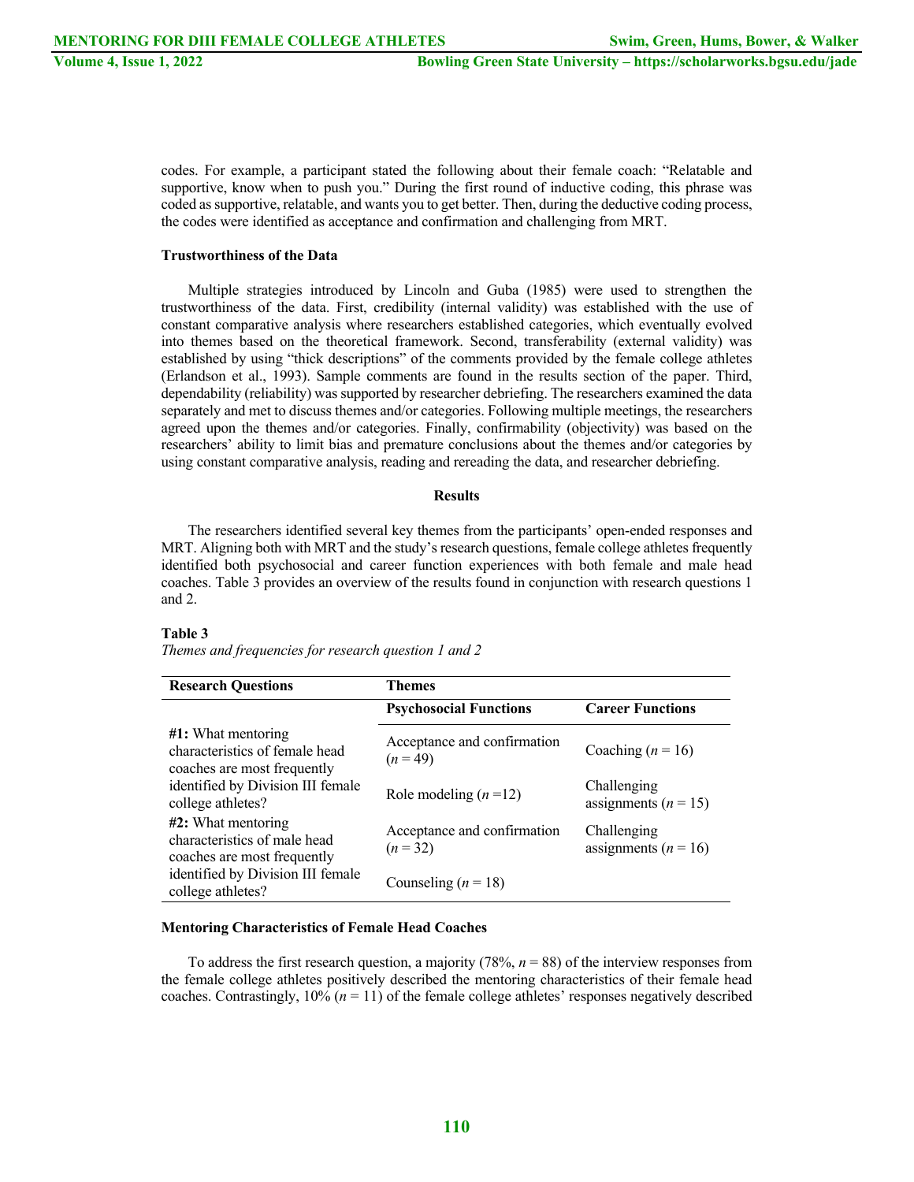codes. For example, a participant stated the following about their female coach: "Relatable and supportive, know when to push you." During the first round of inductive coding, this phrase was coded as supportive, relatable, and wants you to get better. Then, during the deductive coding process, the codes were identified as acceptance and confirmation and challenging from MRT.

**Trustworthiness of the Data**

Multiple strategies introduced by Lincoln and Guba (1985) were used to strengthen the trustworthiness of the data. First, credibility (internal validity) was established with the use of constant comparative analysis where researchers established categories, which eventually evolved into themes based on the theoretical framework. Second, transferability (external validity) was established by using "thick descriptions" of the comments provided by the female college athletes (Erlandson et al., 1993). Sample comments are found in the results section of the paper. Third, dependability (reliability) was supported by researcher debriefing. The researchers examined the data separately and met to discuss themes and/or categories. Following multiple meetings, the researchers agreed upon the themes and/or categories. Finally, confirmability (objectivity) was based on the researchers' ability to limit bias and premature conclusions about the themes and/or categories by using constant comparative analysis, reading and rereading the data, and researcher debriefing.

## Results

The researchers identified several key themes from the participants' open-ended responses and MRT. Aligning both with MRT and the study's research questions, female college athletes frequently identified both psychosocial and career function experiences with both female and male head coaches. Table 3 provides an overview of the results found in conjunction with research questions 1 and 2.

**Table 3**

*Themes and frequencies for research question 1 and 2*

| Research Questions | Themes | |
|---|---|---|
| | **Psychosocial Functions** | **Career Functions** |
| **#1:** What mentoring characteristics of female head coaches are most frequently identified by Division III female college athletes? | Acceptance and confirmation ($n = 49$) | Coaching ($n = 16$) |
| | Role modeling ($n = 12$) | Challenging assignments ($n = 15$) |
| **#2:** What mentoring characteristics of male head coaches are most frequently identified by Division III female college athletes? | Acceptance and confirmation ($n = 32$) | Challenging assignments ($n = 16$) |
| | Counseling ($n = 18$) | |

**Mentoring Characteristics of Female Head Coaches**

To address the first research question, a majority (78%, $n = 88$) of the interview responses from the female college athletes positively described the mentoring characteristics of their female head coaches. Contrastingly, 10% ($n = 11$) of the female college athletes' responses negatively described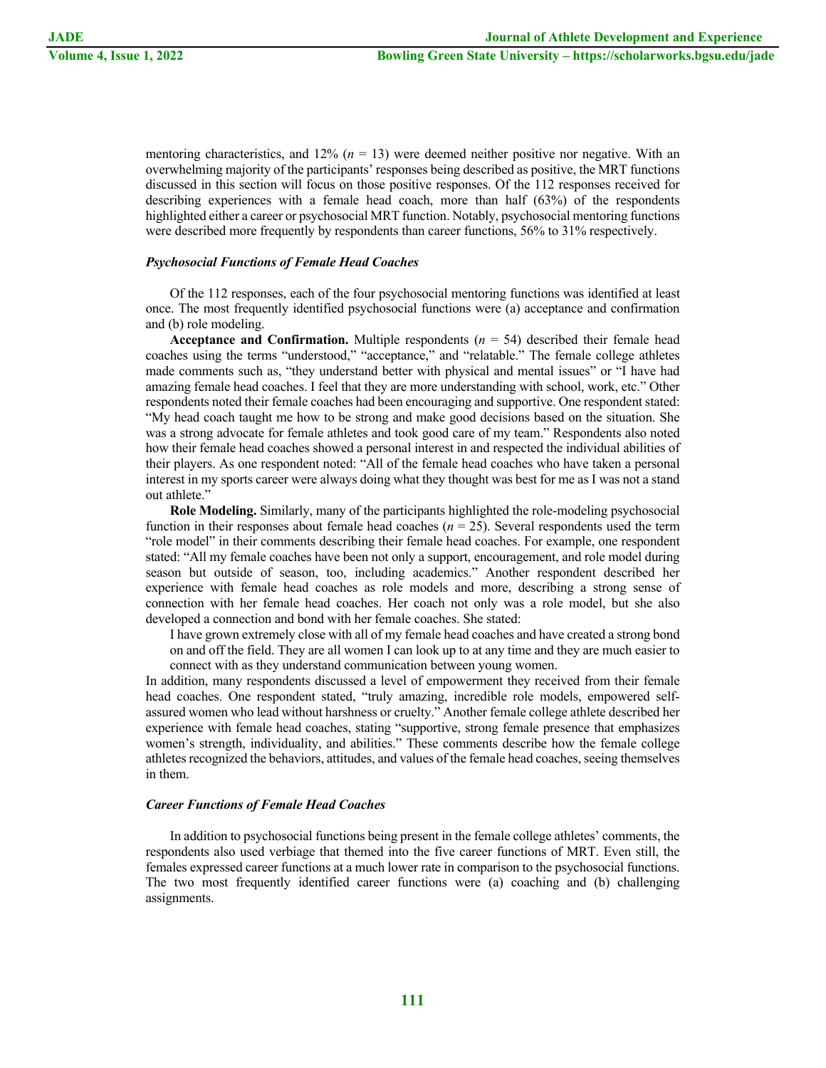mentoring characteristics, and 12% ($n$ = 13) were deemed neither positive nor negative. With an overwhelming majority of the participants' responses being described as positive, the MRT functions discussed in this section will focus on those positive responses. Of the 112 responses received for describing experiences with a female head coach, more than half (63%) of the respondents highlighted either a career or psychosocial MRT function. Notably, psychosocial mentoring functions were described more frequently by respondents than career functions, 56% to 31% respectively.

### *Psychosocial Functions of Female Head Coaches*

Of the 112 responses, each of the four psychosocial mentoring functions was identified at least once. The most frequently identified psychosocial functions were (a) acceptance and confirmation and (b) role modeling.

**Acceptance and Confirmation.** Multiple respondents ($n$ = 54) described their female head coaches using the terms "understood," "acceptance," and "relatable." The female college athletes made comments such as, "they understand better with physical and mental issues" or "I have had amazing female head coaches. I feel that they are more understanding with school, work, etc." Other respondents noted that their female coaches had been encouraging and supportive. One respondent stated: "My head coach taught me how to be strong and make good decisions based on the situation. She was a strong advocate for female athletes and took good care of my team." Respondents also noted how their female head coaches showed a personal interest in and respected the individual abilities of their players. As one respondent noted: "All of the female head coaches who have taken a personal interest in my sports career were always doing what they thought was best for me as I was not a stand out athlete."

**Role Modeling.** Similarly, many of the participants highlighted the role-modeling psychosocial function in their responses about female head coaches ($n$ = 25). Several respondents used the term "role model" in their comments describing their female head coaches. For example, one respondent stated: "All my female coaches have been not only a support, encouragement, and role model during season but outside of season, too, including academics." Another respondent described her experience with female head coaches as role models and more, describing a strong sense of connection with her female head coaches. Her coach not only was a role model, but she also developed a connection and bond with her female coaches. She stated:

> I have grown extremely close with all of my female head coaches and have created a strong bond on and off the field. They are all women I can look up to at any time and they are much easier to connect with as they understand communication between young women.

In addition, many respondents discussed a level of empowerment they received from their female head coaches. One respondent stated, "truly amazing, incredible role models, empowered self-assured women who lead without harshness or cruelty." Another female college athlete described her experience with female head coaches, stating "supportive, strong female presence that emphasizes women's strength, individuality, and abilities." These comments describe how the female college athletes recognized the behaviors, attitudes, and values of the female head coaches, seeing themselves in them.

### *Career Functions of Female Head Coaches*

In addition to psychosocial functions being present in the female college athletes' comments, the respondents also used verbiage that themed into the five career functions of MRT. Even still, the females expressed career functions at a much lower rate in comparison to the psychosocial functions. The two most frequently identified career functions were (a) coaching and (b) challenging assignments.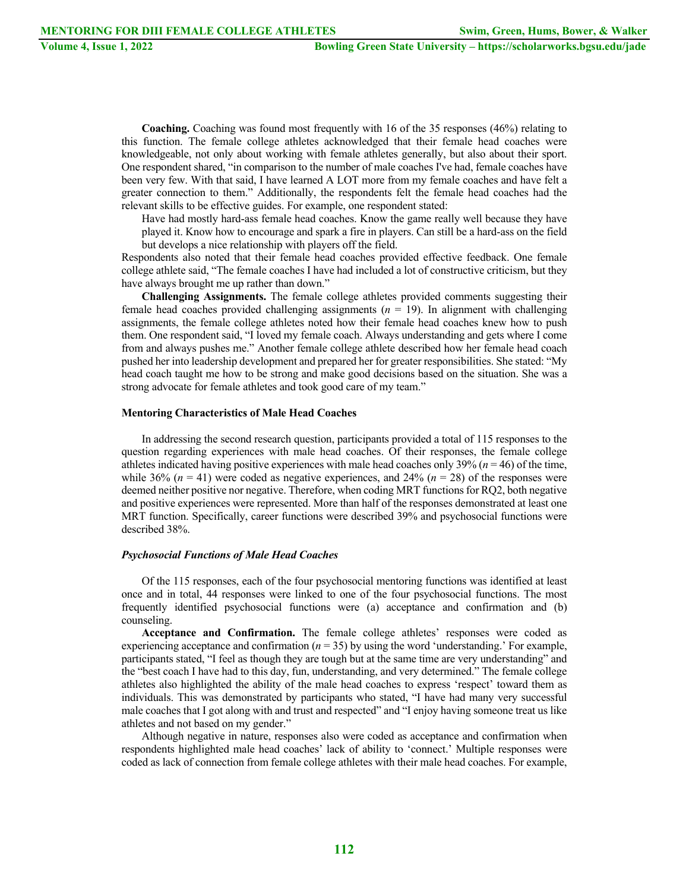**Coaching.** Coaching was found most frequently with 16 of the 35 responses (46%) relating to this function. The female college athletes acknowledged that their female head coaches were knowledgeable, not only about working with female athletes generally, but also about their sport. One respondent shared, "in comparison to the number of male coaches I've had, female coaches have been very few. With that said, I have learned A LOT more from my female coaches and have felt a greater connection to them." Additionally, the respondents felt the female head coaches had the relevant skills to be effective guides. For example, one respondent stated:

> Have had mostly hard-ass female head coaches. Know the game really well because they have played it. Know how to encourage and spark a fire in players. Can still be a hard-ass on the field but develops a nice relationship with players off the field.

Respondents also noted that their female head coaches provided effective feedback. One female college athlete said, "The female coaches I have had included a lot of constructive criticism, but they have always brought me up rather than down."

**Challenging Assignments.** The female college athletes provided comments suggesting their female head coaches provided challenging assignments ($n$ = 19). In alignment with challenging assignments, the female college athletes noted how their female head coaches knew how to push them. One respondent said, "I loved my female coach. Always understanding and gets where I come from and always pushes me." Another female college athlete described how her female head coach pushed her into leadership development and prepared her for greater responsibilities. She stated: "My head coach taught me how to be strong and make good decisions based on the situation. She was a strong advocate for female athletes and took good care of my team."

### Mentoring Characteristics of Male Head Coaches

In addressing the second research question, participants provided a total of 115 responses to the question regarding experiences with male head coaches. Of their responses, the female college athletes indicated having positive experiences with male head coaches only 39% ($n$ = 46) of the time, while 36% ($n$ = 41) were coded as negative experiences, and 24% ($n$ = 28) of the responses were deemed neither positive nor negative. Therefore, when coding MRT functions for RQ2, both negative and positive experiences were represented. More than half of the responses demonstrated at least one MRT function. Specifically, career functions were described 39% and psychosocial functions were described 38%.

#### *Psychosocial Functions of Male Head Coaches*

Of the 115 responses, each of the four psychosocial mentoring functions was identified at least once and in total, 44 responses were linked to one of the four psychosocial functions. The most frequently identified psychosocial functions were (a) acceptance and confirmation and (b) counseling.

**Acceptance and Confirmation.** The female college athletes' responses were coded as experiencing acceptance and confirmation ($n$ = 35) by using the word 'understanding.' For example, participants stated, "I feel as though they are tough but at the same time are very understanding" and the "best coach I have had to this day, fun, understanding, and very determined." The female college athletes also highlighted the ability of the male head coaches to express 'respect' toward them as individuals. This was demonstrated by participants who stated, "I have had many very successful male coaches that I got along with and trust and respected" and "I enjoy having someone treat us like athletes and not based on my gender."

Although negative in nature, responses also were coded as acceptance and confirmation when respondents highlighted male head coaches' lack of ability to 'connect.' Multiple responses were coded as lack of connection from female college athletes with their male head coaches. For example,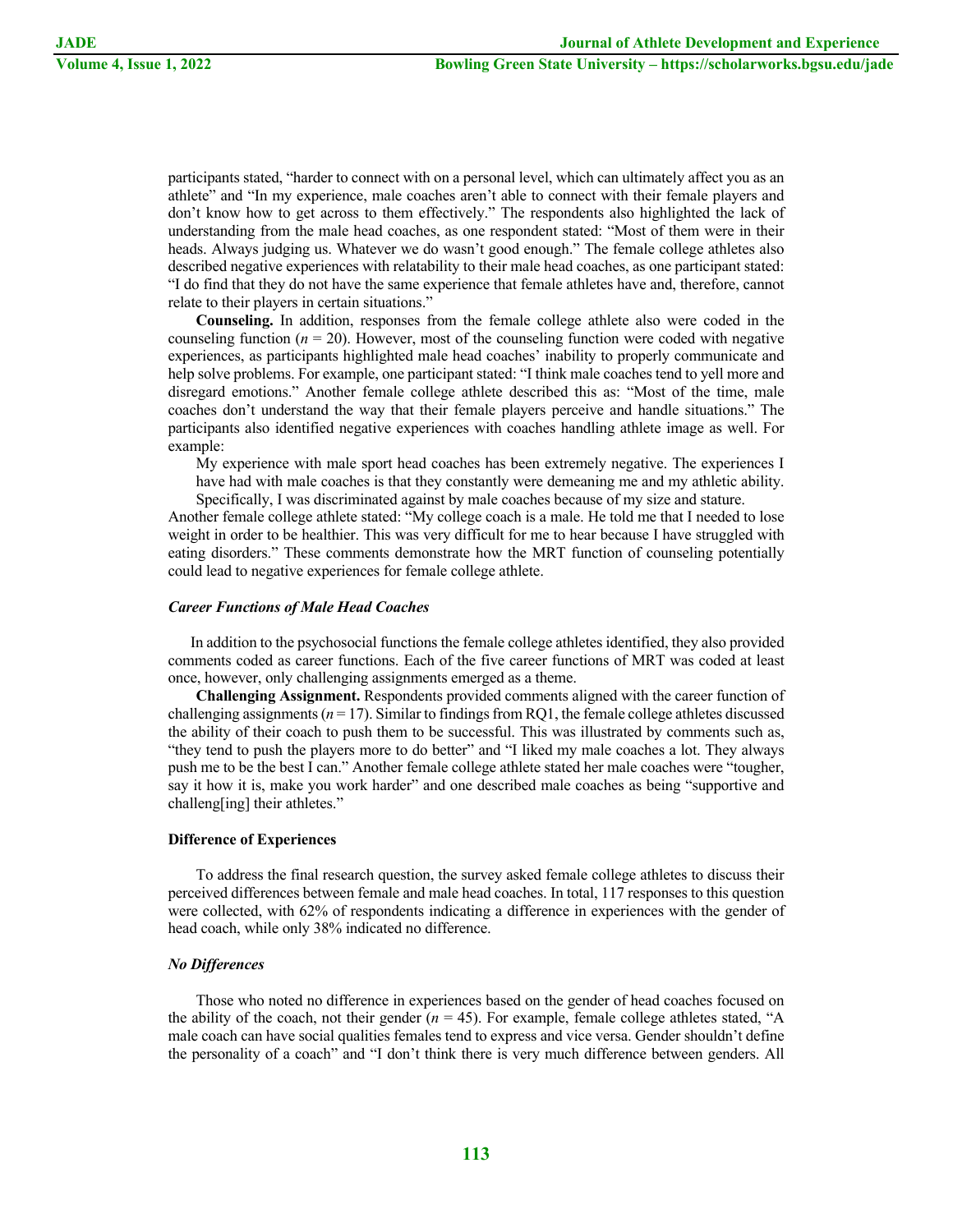participants stated, "harder to connect with on a personal level, which can ultimately affect you as an athlete" and "In my experience, male coaches aren't able to connect with their female players and don't know how to get across to them effectively." The respondents also highlighted the lack of understanding from the male head coaches, as one respondent stated: "Most of them were in their heads. Always judging us. Whatever we do wasn't good enough." The female college athletes also described negative experiences with relatability to their male head coaches, as one participant stated: "I do find that they do not have the same experience that female athletes have and, therefore, cannot relate to their players in certain situations."

**Counseling.** In addition, responses from the female college athlete also were coded in the counseling function ($n = 20$). However, most of the counseling function were coded with negative experiences, as participants highlighted male head coaches' inability to properly communicate and help solve problems. For example, one participant stated: "I think male coaches tend to yell more and disregard emotions." Another female college athlete described this as: "Most of the time, male coaches don't understand the way that their female players perceive and handle situations." The participants also identified negative experiences with coaches handling athlete image as well. For example:

> My experience with male sport head coaches has been extremely negative. The experiences I have had with male coaches is that they constantly were demeaning me and my athletic ability. Specifically, I was discriminated against by male coaches because of my size and stature.

Another female college athlete stated: "My college coach is a male. He told me that I needed to lose weight in order to be healthier. This was very difficult for me to hear because I have struggled with eating disorders." These comments demonstrate how the MRT function of counseling potentially could lead to negative experiences for female college athlete.

#### *Career Functions of Male Head Coaches*

In addition to the psychosocial functions the female college athletes identified, they also provided comments coded as career functions. Each of the five career functions of MRT was coded at least once, however, only challenging assignments emerged as a theme.

**Challenging Assignment.** Respondents provided comments aligned with the career function of challenging assignments ($n = 17$). Similar to findings from RQ1, the female college athletes discussed the ability of their coach to push them to be successful. This was illustrated by comments such as, "they tend to push the players more to do better" and "I liked my male coaches a lot. They always push me to be the best I can." Another female college athlete stated her male coaches were "tougher, say it how it is, make you work harder" and one described male coaches as being "supportive and challeng[ing] their athletes."

### Difference of Experiences

To address the final research question, the survey asked female college athletes to discuss their perceived differences between female and male head coaches. In total, 117 responses to this question were collected, with 62% of respondents indicating a difference in experiences with the gender of head coach, while only 38% indicated no difference.

#### *No Differences*

Those who noted no difference in experiences based on the gender of head coaches focused on the ability of the coach, not their gender ($n = 45$). For example, female college athletes stated, "A male coach can have social qualities females tend to express and vice versa. Gender shouldn't define the personality of a coach" and "I don't think there is very much difference between genders. All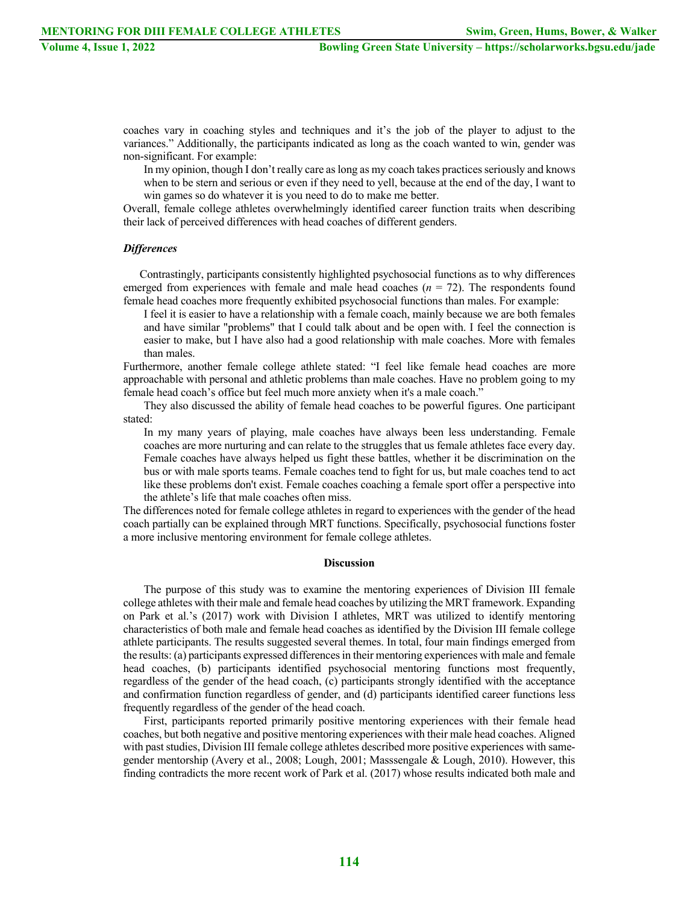coaches vary in coaching styles and techniques and it's the job of the player to adjust to the variances." Additionally, the participants indicated as long as the coach wanted to win, gender was non-significant. For example:

> In my opinion, though I don't really care as long as my coach takes practices seriously and knows when to be stern and serious or even if they need to yell, because at the end of the day, I want to win games so do whatever it is you need to do to make me better.

Overall, female college athletes overwhelmingly identified career function traits when describing their lack of perceived differences with head coaches of different genders.

### *Differences*

Contrastingly, participants consistently highlighted psychosocial functions as to why differences emerged from experiences with female and male head coaches ($n$ = 72). The respondents found female head coaches more frequently exhibited psychosocial functions than males. For example:

> I feel it is easier to have a relationship with a female coach, mainly because we are both females and have similar "problems" that I could talk about and be open with. I feel the connection is easier to make, but I have also had a good relationship with male coaches. More with females than males.

Furthermore, another female college athlete stated: "I feel like female head coaches are more approachable with personal and athletic problems than male coaches. Have no problem going to my female head coach's office but feel much more anxiety when it's a male coach."

They also discussed the ability of female head coaches to be powerful figures. One participant stated:

> In my many years of playing, male coaches have always been less understanding. Female coaches are more nurturing and can relate to the struggles that us female athletes face every day. Female coaches have always helped us fight these battles, whether it be discrimination on the bus or with male sports teams. Female coaches tend to fight for us, but male coaches tend to act like these problems don't exist. Female coaches coaching a female sport offer a perspective into the athlete's life that male coaches often miss.

The differences noted for female college athletes in regard to experiences with the gender of the head coach partially can be explained through MRT functions. Specifically, psychosocial functions foster a more inclusive mentoring environment for female college athletes.

## Discussion

The purpose of this study was to examine the mentoring experiences of Division III female college athletes with their male and female head coaches by utilizing the MRT framework. Expanding on Park et al.'s (2017) work with Division I athletes, MRT was utilized to identify mentoring characteristics of both male and female head coaches as identified by the Division III female college athlete participants. The results suggested several themes. In total, four main findings emerged from the results: (a) participants expressed differences in their mentoring experiences with male and female head coaches, (b) participants identified psychosocial mentoring functions most frequently, regardless of the gender of the head coach, (c) participants strongly identified with the acceptance and confirmation function regardless of gender, and (d) participants identified career functions less frequently regardless of the gender of the head coach.

First, participants reported primarily positive mentoring experiences with their female head coaches, but both negative and positive mentoring experiences with their male head coaches. Aligned with past studies, Division III female college athletes described more positive experiences with same-gender mentorship (Avery et al., 2008; Lough, 2001; Masssengale & Lough, 2010). However, this finding contradicts the more recent work of Park et al. (2017) whose results indicated both male and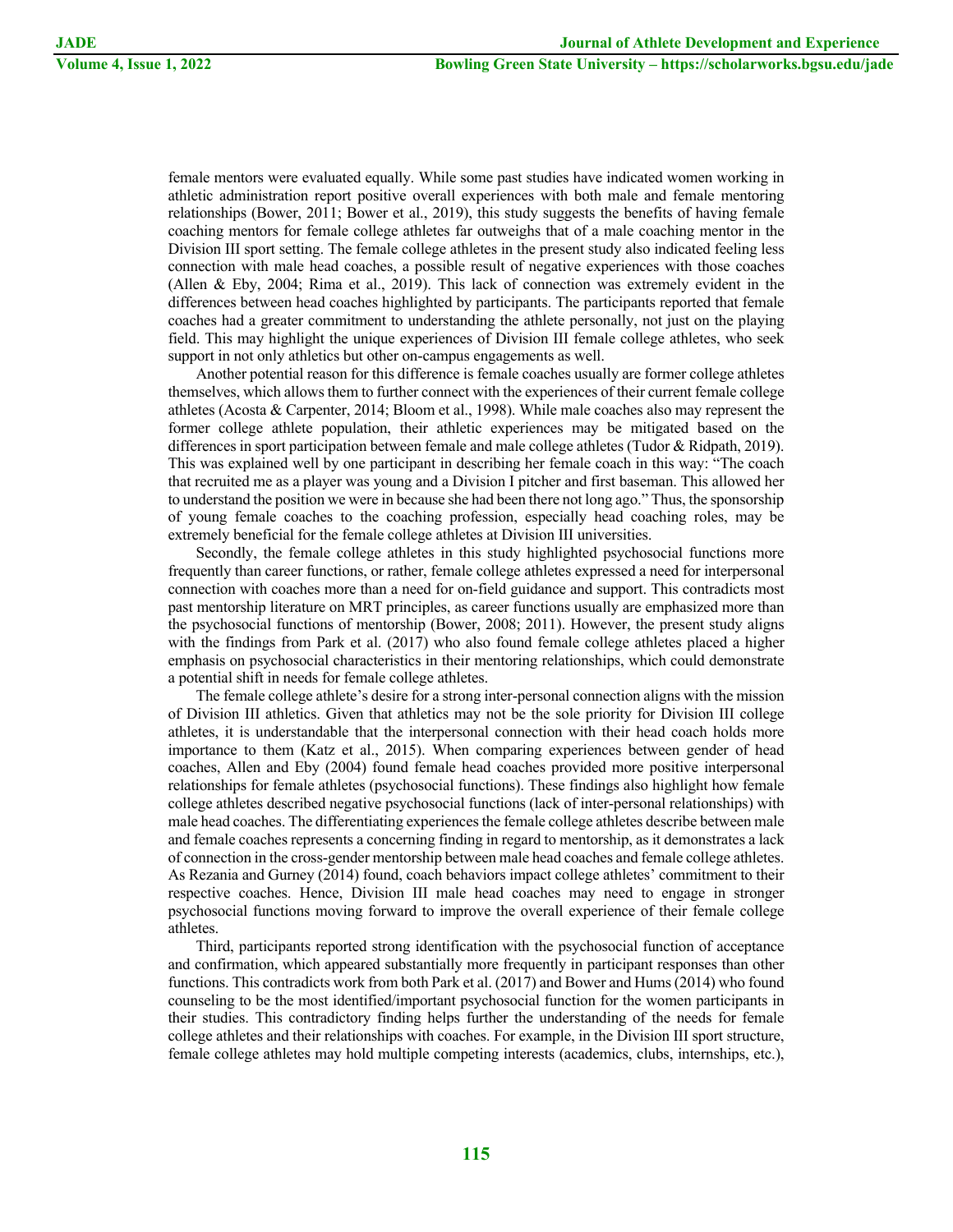female mentors were evaluated equally. While some past studies have indicated women working in athletic administration report positive overall experiences with both male and female mentoring relationships (Bower, 2011; Bower et al., 2019), this study suggests the benefits of having female coaching mentors for female college athletes far outweighs that of a male coaching mentor in the Division III sport setting. The female college athletes in the present study also indicated feeling less connection with male head coaches, a possible result of negative experiences with those coaches (Allen & Eby, 2004; Rima et al., 2019). This lack of connection was extremely evident in the differences between head coaches highlighted by participants. The participants reported that female coaches had a greater commitment to understanding the athlete personally, not just on the playing field. This may highlight the unique experiences of Division III female college athletes, who seek support in not only athletics but other on-campus engagements as well.

Another potential reason for this difference is female coaches usually are former college athletes themselves, which allows them to further connect with the experiences of their current female college athletes (Acosta & Carpenter, 2014; Bloom et al., 1998). While male coaches also may represent the former college athlete population, their athletic experiences may be mitigated based on the differences in sport participation between female and male college athletes (Tudor & Ridpath, 2019). This was explained well by one participant in describing her female coach in this way: "The coach that recruited me as a player was young and a Division I pitcher and first baseman. This allowed her to understand the position we were in because she had been there not long ago." Thus, the sponsorship of young female coaches to the coaching profession, especially head coaching roles, may be extremely beneficial for the female college athletes at Division III universities.

Secondly, the female college athletes in this study highlighted psychosocial functions more frequently than career functions, or rather, female college athletes expressed a need for interpersonal connection with coaches more than a need for on-field guidance and support. This contradicts most past mentorship literature on MRT principles, as career functions usually are emphasized more than the psychosocial functions of mentorship (Bower, 2008; 2011). However, the present study aligns with the findings from Park et al. (2017) who also found female college athletes placed a higher emphasis on psychosocial characteristics in their mentoring relationships, which could demonstrate a potential shift in needs for female college athletes.

The female college athlete's desire for a strong inter-personal connection aligns with the mission of Division III athletics. Given that athletics may not be the sole priority for Division III college athletes, it is understandable that the interpersonal connection with their head coach holds more importance to them (Katz et al., 2015). When comparing experiences between gender of head coaches, Allen and Eby (2004) found female head coaches provided more positive interpersonal relationships for female athletes (psychosocial functions). These findings also highlight how female college athletes described negative psychosocial functions (lack of inter-personal relationships) with male head coaches. The differentiating experiences the female college athletes describe between male and female coaches represents a concerning finding in regard to mentorship, as it demonstrates a lack of connection in the cross-gender mentorship between male head coaches and female college athletes. As Rezania and Gurney (2014) found, coach behaviors impact college athletes' commitment to their respective coaches. Hence, Division III male head coaches may need to engage in stronger psychosocial functions moving forward to improve the overall experience of their female college athletes.

Third, participants reported strong identification with the psychosocial function of acceptance and confirmation, which appeared substantially more frequently in participant responses than other functions. This contradicts work from both Park et al. (2017) and Bower and Hums (2014) who found counseling to be the most identified/important psychosocial function for the women participants in their studies. This contradictory finding helps further the understanding of the needs for female college athletes and their relationships with coaches. For example, in the Division III sport structure, female college athletes may hold multiple competing interests (academics, clubs, internships, etc.),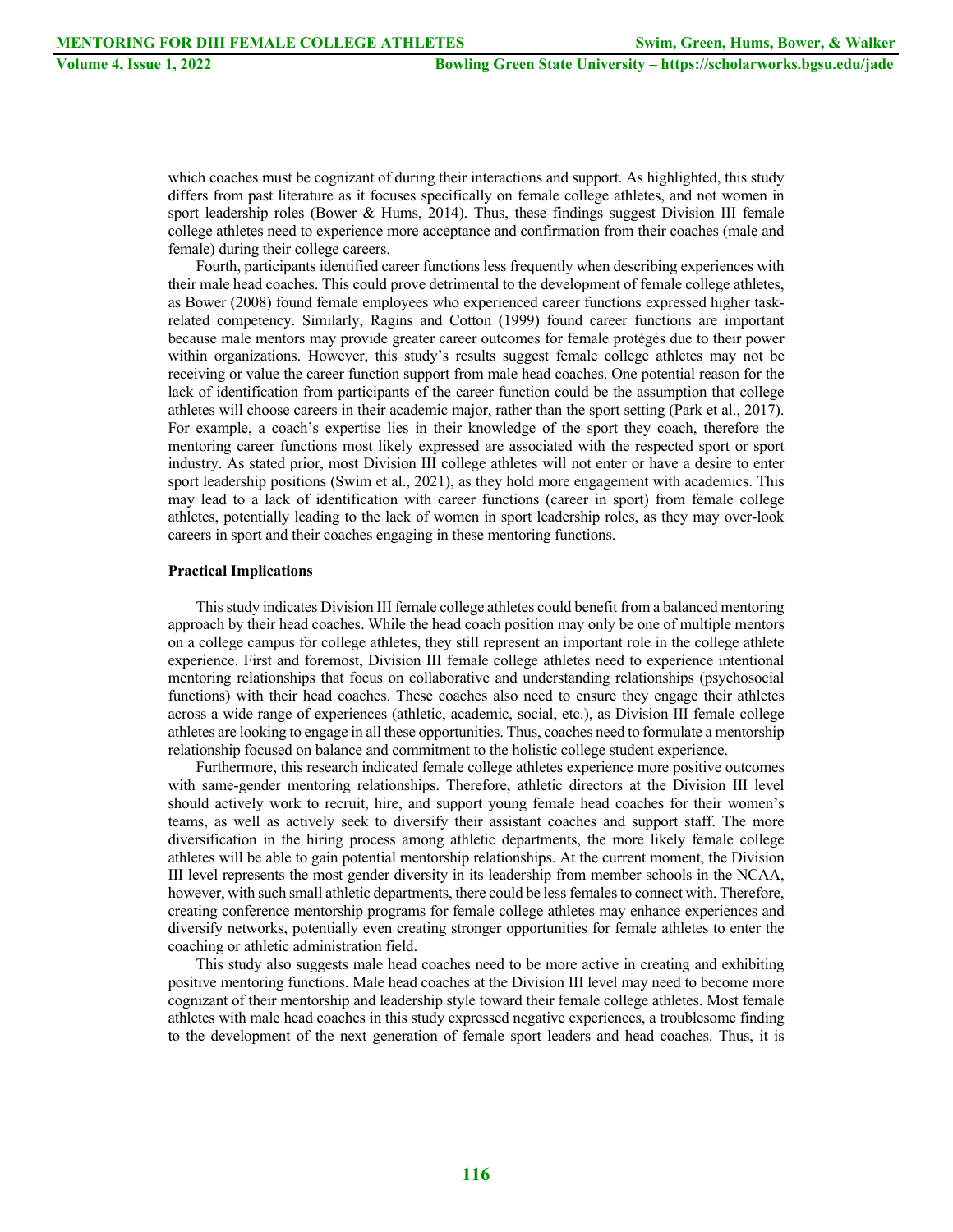which coaches must be cognizant of during their interactions and support. As highlighted, this study differs from past literature as it focuses specifically on female college athletes, and not women in sport leadership roles (Bower & Hums, 2014). Thus, these findings suggest Division III female college athletes need to experience more acceptance and confirmation from their coaches (male and female) during their college careers.

Fourth, participants identified career functions less frequently when describing experiences with their male head coaches. This could prove detrimental to the development of female college athletes, as Bower (2008) found female employees who experienced career functions expressed higher task-related competency. Similarly, Ragins and Cotton (1999) found career functions are important because male mentors may provide greater career outcomes for female protégés due to their power within organizations. However, this study's results suggest female college athletes may not be receiving or value the career function support from male head coaches. One potential reason for the lack of identification from participants of the career function could be the assumption that college athletes will choose careers in their academic major, rather than the sport setting (Park et al., 2017). For example, a coach's expertise lies in their knowledge of the sport they coach, therefore the mentoring career functions most likely expressed are associated with the respected sport or sport industry. As stated prior, most Division III college athletes will not enter or have a desire to enter sport leadership positions (Swim et al., 2021), as they hold more engagement with academics. This may lead to a lack of identification with career functions (career in sport) from female college athletes, potentially leading to the lack of women in sport leadership roles, as they may over-look careers in sport and their coaches engaging in these mentoring functions.

**Practical Implications**

This study indicates Division III female college athletes could benefit from a balanced mentoring approach by their head coaches. While the head coach position may only be one of multiple mentors on a college campus for college athletes, they still represent an important role in the college athlete experience. First and foremost, Division III female college athletes need to experience intentional mentoring relationships that focus on collaborative and understanding relationships (psychosocial functions) with their head coaches. These coaches also need to ensure they engage their athletes across a wide range of experiences (athletic, academic, social, etc.), as Division III female college athletes are looking to engage in all these opportunities. Thus, coaches need to formulate a mentorship relationship focused on balance and commitment to the holistic college student experience.

Furthermore, this research indicated female college athletes experience more positive outcomes with same-gender mentoring relationships. Therefore, athletic directors at the Division III level should actively work to recruit, hire, and support young female head coaches for their women's teams, as well as actively seek to diversify their assistant coaches and support staff. The more diversification in the hiring process among athletic departments, the more likely female college athletes will be able to gain potential mentorship relationships. At the current moment, the Division III level represents the most gender diversity in its leadership from member schools in the NCAA, however, with such small athletic departments, there could be less females to connect with. Therefore, creating conference mentorship programs for female college athletes may enhance experiences and diversify networks, potentially even creating stronger opportunities for female athletes to enter the coaching or athletic administration field.

This study also suggests male head coaches need to be more active in creating and exhibiting positive mentoring functions. Male head coaches at the Division III level may need to become more cognizant of their mentorship and leadership style toward their female college athletes. Most female athletes with male head coaches in this study expressed negative experiences, a troublesome finding to the development of the next generation of female sport leaders and head coaches. Thus, it is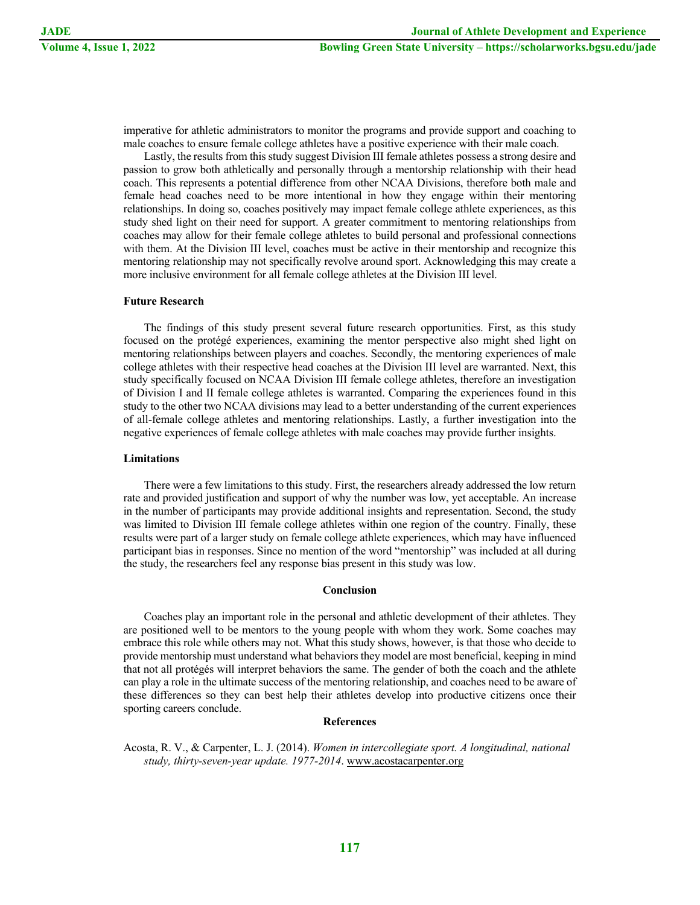imperative for athletic administrators to monitor the programs and provide support and coaching to male coaches to ensure female college athletes have a positive experience with their male coach.

Lastly, the results from this study suggest Division III female athletes possess a strong desire and passion to grow both athletically and personally through a mentorship relationship with their head coach. This represents a potential difference from other NCAA Divisions, therefore both male and female head coaches need to be more intentional in how they engage within their mentoring relationships. In doing so, coaches positively may impact female college athlete experiences, as this study shed light on their need for support. A greater commitment to mentoring relationships from coaches may allow for their female college athletes to build personal and professional connections with them. At the Division III level, coaches must be active in their mentorship and recognize this mentoring relationship may not specifically revolve around sport. Acknowledging this may create a more inclusive environment for all female college athletes at the Division III level.

**Future Research**

The findings of this study present several future research opportunities. First, as this study focused on the protégé experiences, examining the mentor perspective also might shed light on mentoring relationships between players and coaches. Secondly, the mentoring experiences of male college athletes with their respective head coaches at the Division III level are warranted. Next, this study specifically focused on NCAA Division III female college athletes, therefore an investigation of Division I and II female college athletes is warranted. Comparing the experiences found in this study to the other two NCAA divisions may lead to a better understanding of the current experiences of all-female college athletes and mentoring relationships. Lastly, a further investigation into the negative experiences of female college athletes with male coaches may provide further insights.

**Limitations**

There were a few limitations to this study. First, the researchers already addressed the low return rate and provided justification and support of why the number was low, yet acceptable. An increase in the number of participants may provide additional insights and representation. Second, the study was limited to Division III female college athletes within one region of the country. Finally, these results were part of a larger study on female college athlete experiences, which may have influenced participant bias in responses. Since no mention of the word "mentorship" was included at all during the study, the researchers feel any response bias present in this study was low.

## Conclusion

Coaches play an important role in the personal and athletic development of their athletes. They are positioned well to be mentors to the young people with whom they work. Some coaches may embrace this role while others may not. What this study shows, however, is that those who decide to provide mentorship must understand what behaviors they model are most beneficial, keeping in mind that not all protégés will interpret behaviors the same. The gender of both the coach and the athlete can play a role in the ultimate success of the mentoring relationship, and coaches need to be aware of these differences so they can best help their athletes develop into productive citizens once their sporting careers conclude.

## References

Acosta, R. V., & Carpenter, L. J. (2014). *Women in intercollegiate sport. A longitudinal, national study, thirty-seven-year update. 1977-2014*. www.acostacarpenter.org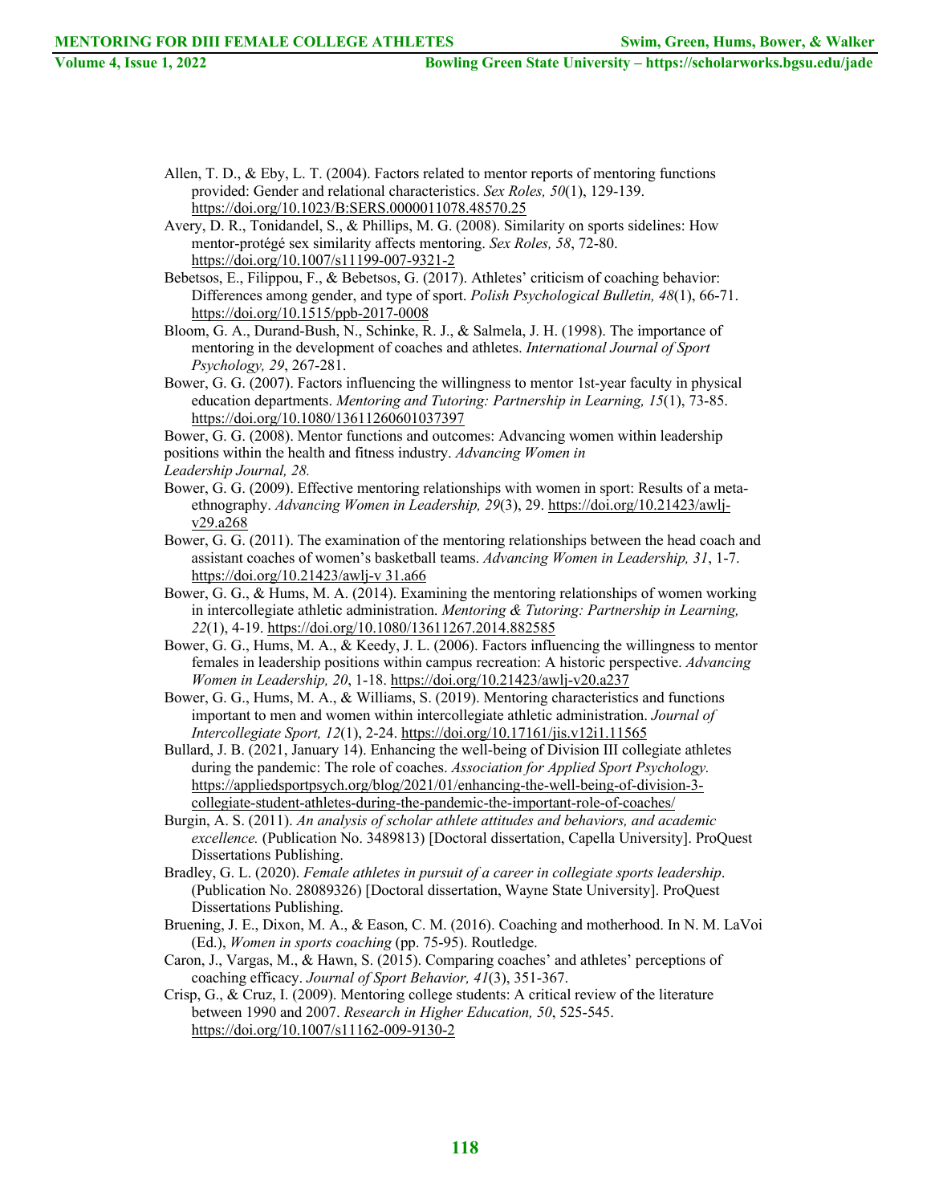Allen, T. D., & Eby, L. T. (2004). Factors related to mentor reports of mentoring functions provided: Gender and relational characteristics. *Sex Roles, 50*(1), 129-139. https://doi.org/10.1023/B:SERS.0000011078.48570.25

Avery, D. R., Tonidandel, S., & Phillips, M. G. (2008). Similarity on sports sidelines: How mentor-protégé sex similarity affects mentoring. *Sex Roles, 58*, 72-80. https://doi.org/10.1007/s11199-007-9321-2

Bebetsos, E., Filippou, F., & Bebetsos, G. (2017). Athletes' criticism of coaching behavior: Differences among gender, and type of sport. *Polish Psychological Bulletin, 48*(1), 66-71. https://doi.org/10.1515/ppb-2017-0008

Bloom, G. A., Durand-Bush, N., Schinke, R. J., & Salmela, J. H. (1998). The importance of mentoring in the development of coaches and athletes. *International Journal of Sport Psychology, 29*, 267-281.

Bower, G. G. (2007). Factors influencing the willingness to mentor 1st-year faculty in physical education departments. *Mentoring and Tutoring: Partnership in Learning, 15*(1), 73-85. https://doi.org/10.1080/13611260601037397

Bower, G. G. (2008). Mentor functions and outcomes: Advancing women within leadership positions within the health and fitness industry. *Advancing Women in Leadership Journal, 28.*

Bower, G. G. (2009). Effective mentoring relationships with women in sport: Results of a meta-ethnography. *Advancing Women in Leadership, 29*(3), 29. https://doi.org/10.21423/awlj-v29.a268

Bower, G. G. (2011). The examination of the mentoring relationships between the head coach and assistant coaches of women's basketball teams. *Advancing Women in Leadership, 31*, 1-7. https://doi.org/10.21423/awlj-v 31.a66

Bower, G. G., & Hums, M. A. (2014). Examining the mentoring relationships of women working in intercollegiate athletic administration. *Mentoring & Tutoring: Partnership in Learning, 22*(1), 4-19. https://doi.org/10.1080/13611267.2014.882585

Bower, G. G., Hums, M. A., & Keedy, J. L. (2006). Factors influencing the willingness to mentor females in leadership positions within campus recreation: A historic perspective. *Advancing Women in Leadership, 20*, 1-18. https://doi.org/10.21423/awlj-v20.a237

Bower, G. G., Hums, M. A., & Williams, S. (2019). Mentoring characteristics and functions important to men and women within intercollegiate athletic administration. *Journal of Intercollegiate Sport, 12*(1), 2-24. https://doi.org/10.17161/jis.v12i1.11565

Bullard, J. B. (2021, January 14). Enhancing the well-being of Division III collegiate athletes during the pandemic: The role of coaches. *Association for Applied Sport Psychology.* https://appliedsportpsych.org/blog/2021/01/enhancing-the-well-being-of-division-3-collegiate-student-athletes-during-the-pandemic-the-important-role-of-coaches/

Burgin, A. S. (2011). *An analysis of scholar athlete attitudes and behaviors, and academic excellence.* (Publication No. 3489813) [Doctoral dissertation, Capella University]. ProQuest Dissertations Publishing.

Bradley, G. L. (2020). *Female athletes in pursuit of a career in collegiate sports leadership*. (Publication No. 28089326) [Doctoral dissertation, Wayne State University]. ProQuest Dissertations Publishing.

Bruening, J. E., Dixon, M. A., & Eason, C. M. (2016). Coaching and motherhood. In N. M. LaVoi (Ed.), *Women in sports coaching* (pp. 75-95). Routledge.

Caron, J., Vargas, M., & Hawn, S. (2015). Comparing coaches' and athletes' perceptions of coaching efficacy. *Journal of Sport Behavior, 41*(3), 351-367.

Crisp, G., & Cruz, I. (2009). Mentoring college students: A critical review of the literature between 1990 and 2007. *Research in Higher Education, 50*, 525-545. https://doi.org/10.1007/s11162-009-9130-2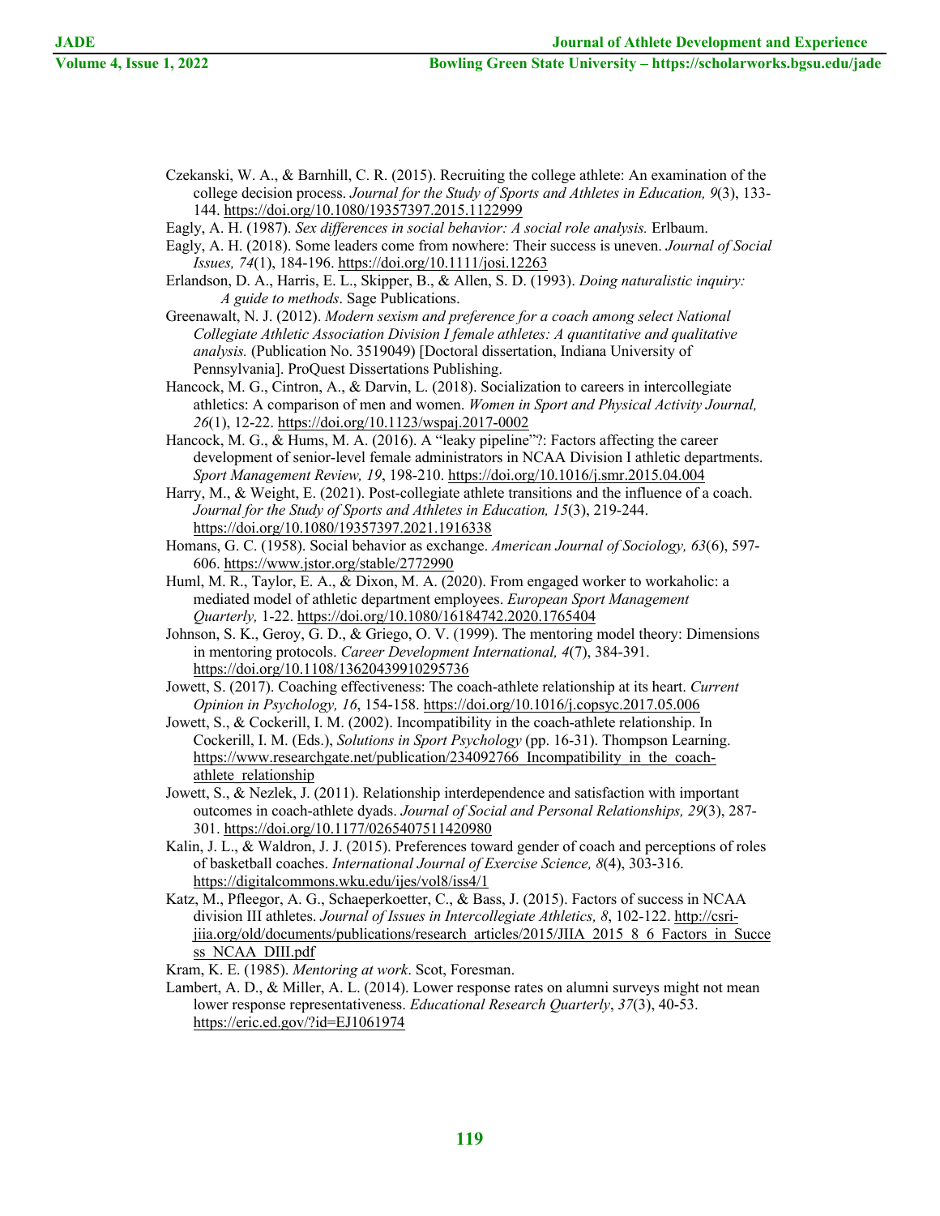Czekanski, W. A., & Barnhill, C. R. (2015). Recruiting the college athlete: An examination of the college decision process. *Journal for the Study of Sports and Athletes in Education, 9*(3), 133-144. https://doi.org/10.1080/19357397.2015.1122999

Eagly, A. H. (1987). *Sex differences in social behavior: A social role analysis.* Erlbaum.

Eagly, A. H. (2018). Some leaders come from nowhere: Their success is uneven. *Journal of Social Issues, 74*(1), 184-196. https://doi.org/10.1111/josi.12263

Erlandson, D. A., Harris, E. L., Skipper, B., & Allen, S. D. (1993). *Doing naturalistic inquiry: A guide to methods*. Sage Publications.

Greenawalt, N. J. (2012). *Modern sexism and preference for a coach among select National Collegiate Athletic Association Division I female athletes: A quantitative and qualitative analysis.* (Publication No. 3519049) [Doctoral dissertation, Indiana University of Pennsylvania]. ProQuest Dissertations Publishing.

Hancock, M. G., Cintron, A., & Darvin, L. (2018). Socialization to careers in intercollegiate athletics: A comparison of men and women. *Women in Sport and Physical Activity Journal, 26*(1), 12-22. https://doi.org/10.1123/wspaj.2017-0002

Hancock, M. G., & Hums, M. A. (2016). A "leaky pipeline"?: Factors affecting the career development of senior-level female administrators in NCAA Division I athletic departments. *Sport Management Review, 19*, 198-210. https://doi.org/10.1016/j.smr.2015.04.004

Harry, M., & Weight, E. (2021). Post-collegiate athlete transitions and the influence of a coach. *Journal for the Study of Sports and Athletes in Education, 15*(3), 219-244. https://doi.org/10.1080/19357397.2021.1916338

Homans, G. C. (1958). Social behavior as exchange. *American Journal of Sociology, 63*(6), 597-606. https://www.jstor.org/stable/2772990

Huml, M. R., Taylor, E. A., & Dixon, M. A. (2020). From engaged worker to workaholic: a mediated model of athletic department employees. *European Sport Management Quarterly,* 1-22. https://doi.org/10.1080/16184742.2020.1765404

Johnson, S. K., Geroy, G. D., & Griego, O. V. (1999). The mentoring model theory: Dimensions in mentoring protocols. *Career Development International, 4*(7), 384-391. https://doi.org/10.1108/13620439910295736

Jowett, S. (2017). Coaching effectiveness: The coach-athlete relationship at its heart. *Current Opinion in Psychology, 16*, 154-158. https://doi.org/10.1016/j.copsyc.2017.05.006

Jowett, S., & Cockerill, I. M. (2002). Incompatibility in the coach-athlete relationship. In Cockerill, I. M. (Eds.), *Solutions in Sport Psychology* (pp. 16-31). Thompson Learning. https://www.researchgate.net/publication/234092766_Incompatibility_in_the_coach-athlete_relationship

Jowett, S., & Nezlek, J. (2011). Relationship interdependence and satisfaction with important outcomes in coach-athlete dyads. *Journal of Social and Personal Relationships, 29*(3), 287-301. https://doi.org/10.1177/0265407511420980

Kalin, J. L., & Waldron, J. J. (2015). Preferences toward gender of coach and perceptions of roles of basketball coaches. *International Journal of Exercise Science, 8*(4), 303-316. https://digitalcommons.wku.edu/ijes/vol8/iss4/1

Katz, M., Pfleegor, A. G., Schaeperkoetter, C., & Bass, J. (2015). Factors of success in NCAA division III athletes. *Journal of Issues in Intercollegiate Athletics, 8*, 102-122. http://csri-jiia.org/old/documents/publications/research_articles/2015/JIIA_2015_8_6_Factors_in_Success_NCAA_DIII.pdf

Kram, K. E. (1985). *Mentoring at work*. Scot, Foresman.

Lambert, A. D., & Miller, A. L. (2014). Lower response rates on alumni surveys might not mean lower response representativeness. *Educational Research Quarterly*, *37*(3), 40-53. https://eric.ed.gov/?id=EJ1061974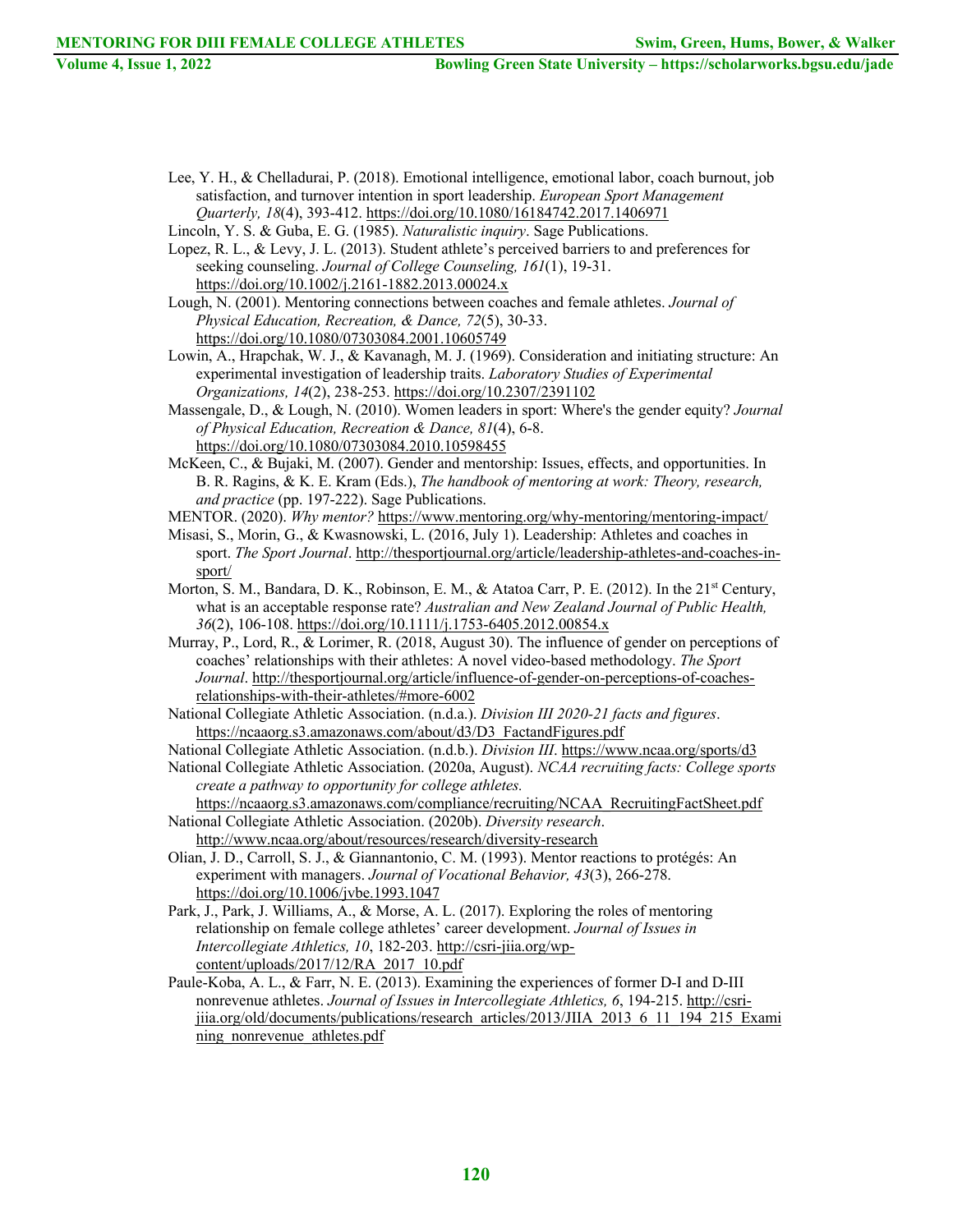Lee, Y. H., & Chelladurai, P. (2018). Emotional intelligence, emotional labor, coach burnout, job satisfaction, and turnover intention in sport leadership. *European Sport Management Quarterly, 18*(4), 393-412. https://doi.org/10.1080/16184742.2017.1406971

Lincoln, Y. S. & Guba, E. G. (1985). *Naturalistic inquiry*. Sage Publications.

Lopez, R. L., & Levy, J. L. (2013). Student athlete's perceived barriers to and preferences for seeking counseling. *Journal of College Counseling, 161*(1), 19-31. https://doi.org/10.1002/j.2161-1882.2013.00024.x

Lough, N. (2001). Mentoring connections between coaches and female athletes. *Journal of Physical Education, Recreation, & Dance, 72*(5), 30-33. https://doi.org/10.1080/07303084.2001.10605749

Lowin, A., Hrapchak, W. J., & Kavanagh, M. J. (1969). Consideration and initiating structure: An experimental investigation of leadership traits. *Laboratory Studies of Experimental Organizations, 14*(2), 238-253. https://doi.org/10.2307/2391102

Massengale, D., & Lough, N. (2010). Women leaders in sport: Where's the gender equity? *Journal of Physical Education, Recreation & Dance, 81*(4), 6-8. https://doi.org/10.1080/07303084.2010.10598455

McKeen, C., & Bujaki, M. (2007). Gender and mentorship: Issues, effects, and opportunities. In B. R. Ragins, & K. E. Kram (Eds.), *The handbook of mentoring at work: Theory, research, and practice* (pp. 197-222). Sage Publications.

MENTOR. (2020). *Why mentor?* https://www.mentoring.org/why-mentoring/mentoring-impact/

Misasi, S., Morin, G., & Kwasnowski, L. (2016, July 1). Leadership: Athletes and coaches in sport. *The Sport Journal*. http://thesportjournal.org/article/leadership-athletes-and-coaches-in-sport/

Morton, S. M., Bandara, D. K., Robinson, E. M., & Atatoa Carr, P. E. (2012). In the 21st Century, what is an acceptable response rate? *Australian and New Zealand Journal of Public Health, 36*(2), 106-108. https://doi.org/10.1111/j.1753-6405.2012.00854.x

Murray, P., Lord, R., & Lorimer, R. (2018, August 30). The influence of gender on perceptions of coaches' relationships with their athletes: A novel video-based methodology. *The Sport Journal*. http://thesportjournal.org/article/influence-of-gender-on-perceptions-of-coaches-relationships-with-their-athletes/#more-6002

National Collegiate Athletic Association. (n.d.a.). *Division III 2020-21 facts and figures*. https://ncaaorg.s3.amazonaws.com/about/d3/D3_FactandFigures.pdf

National Collegiate Athletic Association. (n.d.b.). *Division III*. https://www.ncaa.org/sports/d3

National Collegiate Athletic Association. (2020a, August). *NCAA recruiting facts: College sports create a pathway to opportunity for college athletes.* https://ncaaorg.s3.amazonaws.com/compliance/recruiting/NCAA_RecruitingFactSheet.pdf

National Collegiate Athletic Association. (2020b). *Diversity research*. http://www.ncaa.org/about/resources/research/diversity-research

Olian, J. D., Carroll, S. J., & Giannantonio, C. M. (1993). Mentor reactions to protégés: An experiment with managers. *Journal of Vocational Behavior, 43*(3), 266-278. https://doi.org/10.1006/jvbe.1993.1047

Park, J., Park, J. Williams, A., & Morse, A. L. (2017). Exploring the roles of mentoring relationship on female college athletes' career development. *Journal of Issues in Intercollegiate Athletics, 10*, 182-203. http://csri-jiia.org/wp-content/uploads/2017/12/RA_2017_10.pdf

Paule-Koba, A. L., & Farr, N. E. (2013). Examining the experiences of former D-I and D-III nonrevenue athletes. *Journal of Issues in Intercollegiate Athletics, 6*, 194-215. http://csri-jiia.org/old/documents/publications/research_articles/2013/JIIA_2013_6_11_194_215_Examining_nonrevenue_athletes.pdf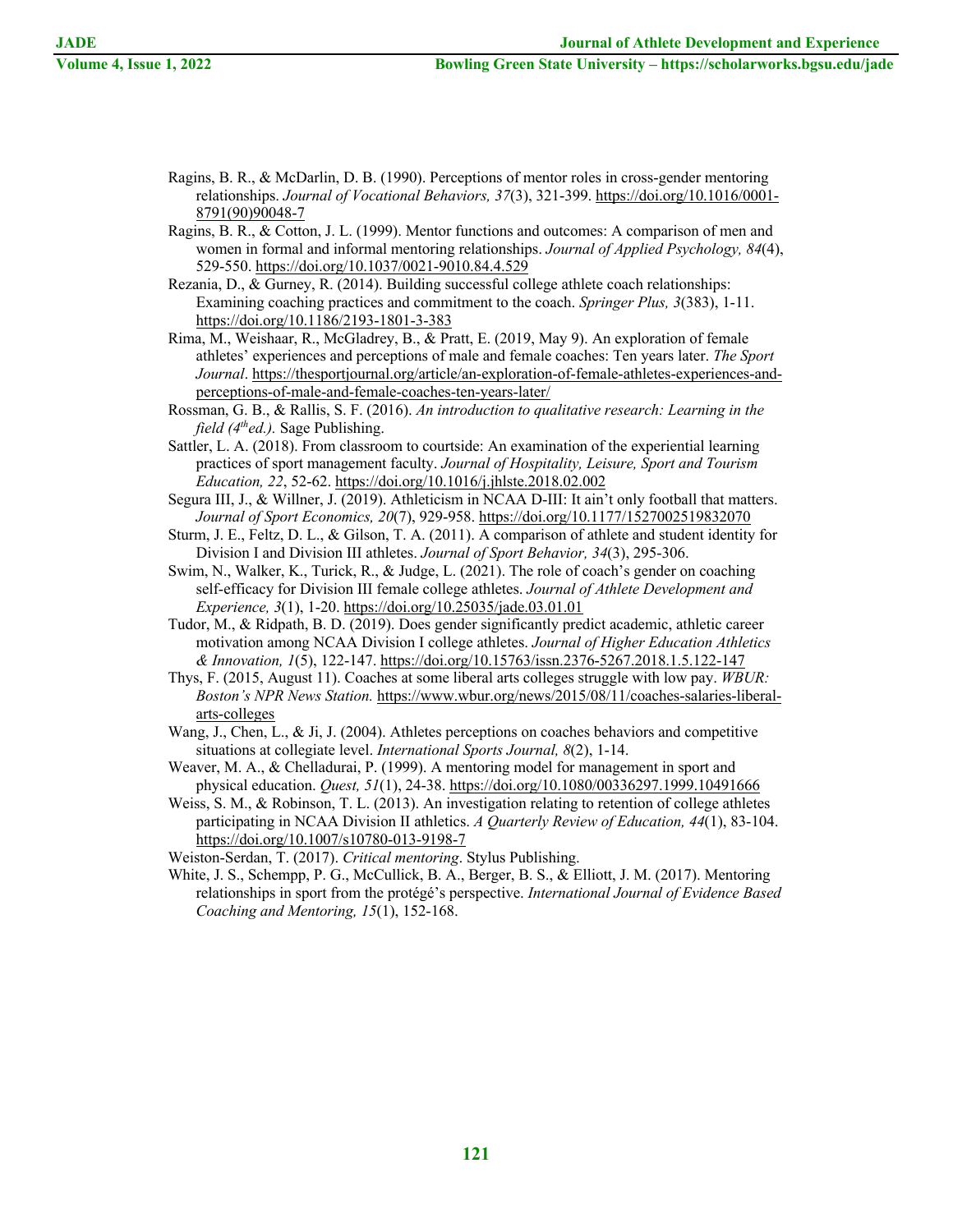Ragins, B. R., & McDarlin, D. B. (1990). Perceptions of mentor roles in cross-gender mentoring relationships. *Journal of Vocational Behaviors, 37*(3), 321-399. https://doi.org/10.1016/0001-8791(90)90048-7

Ragins, B. R., & Cotton, J. L. (1999). Mentor functions and outcomes: A comparison of men and women in formal and informal mentoring relationships. *Journal of Applied Psychology, 84*(4), 529-550. https://doi.org/10.1037/0021-9010.84.4.529

Rezania, D., & Gurney, R. (2014). Building successful college athlete coach relationships: Examining coaching practices and commitment to the coach. *Springer Plus, 3*(383), 1-11. https://doi.org/10.1186/2193-1801-3-383

Rima, M., Weishaar, R., McGladrey, B., & Pratt, E. (2019, May 9). An exploration of female athletes' experiences and perceptions of male and female coaches: Ten years later. *The Sport Journal*. https://thesportjournal.org/article/an-exploration-of-female-athletes-experiences-and-perceptions-of-male-and-female-coaches-ten-years-later/

Rossman, G. B., & Rallis, S. F. (2016). *An introduction to qualitative research: Learning in the field (4th ed.).* Sage Publishing.

Sattler, L. A. (2018). From classroom to courtside: An examination of the experiential learning practices of sport management faculty. *Journal of Hospitality, Leisure, Sport and Tourism Education, 22*, 52-62. https://doi.org/10.1016/j.jhlste.2018.02.002

Segura III, J., & Willner, J. (2019). Athleticism in NCAA D-III: It ain't only football that matters. *Journal of Sport Economics, 20*(7), 929-958. https://doi.org/10.1177/1527002519832070

Sturm, J. E., Feltz, D. L., & Gilson, T. A. (2011). A comparison of athlete and student identity for Division I and Division III athletes. *Journal of Sport Behavior, 34*(3), 295-306.

Swim, N., Walker, K., Turick, R., & Judge, L. (2021). The role of coach's gender on coaching self-efficacy for Division III female college athletes. *Journal of Athlete Development and Experience, 3*(1), 1-20. https://doi.org/10.25035/jade.03.01.01

Tudor, M., & Ridpath, B. D. (2019). Does gender significantly predict academic, athletic career motivation among NCAA Division I college athletes. *Journal of Higher Education Athletics & Innovation, 1*(5), 122-147. https://doi.org/10.15763/issn.2376-5267.2018.1.5.122-147

Thys, F. (2015, August 11). Coaches at some liberal arts colleges struggle with low pay. *WBUR: Boston's NPR News Station.* https://www.wbur.org/news/2015/08/11/coaches-salaries-liberal-arts-colleges

Wang, J., Chen, L., & Ji, J. (2004). Athletes perceptions on coaches behaviors and competitive situations at collegiate level. *International Sports Journal, 8*(2), 1-14.

Weaver, M. A., & Chelladurai, P. (1999). A mentoring model for management in sport and physical education. *Quest, 51*(1), 24-38. https://doi.org/10.1080/00336297.1999.10491666

Weiss, S. M., & Robinson, T. L. (2013). An investigation relating to retention of college athletes participating in NCAA Division II athletics. *A Quarterly Review of Education, 44*(1), 83-104. https://doi.org/10.1007/s10780-013-9198-7

Weiston-Serdan, T. (2017). *Critical mentoring*. Stylus Publishing.

White, J. S., Schempp, P. G., McCullick, B. A., Berger, B. S., & Elliott, J. M. (2017). Mentoring relationships in sport from the protégé's perspective. *International Journal of Evidence Based Coaching and Mentoring, 15*(1), 152-168.